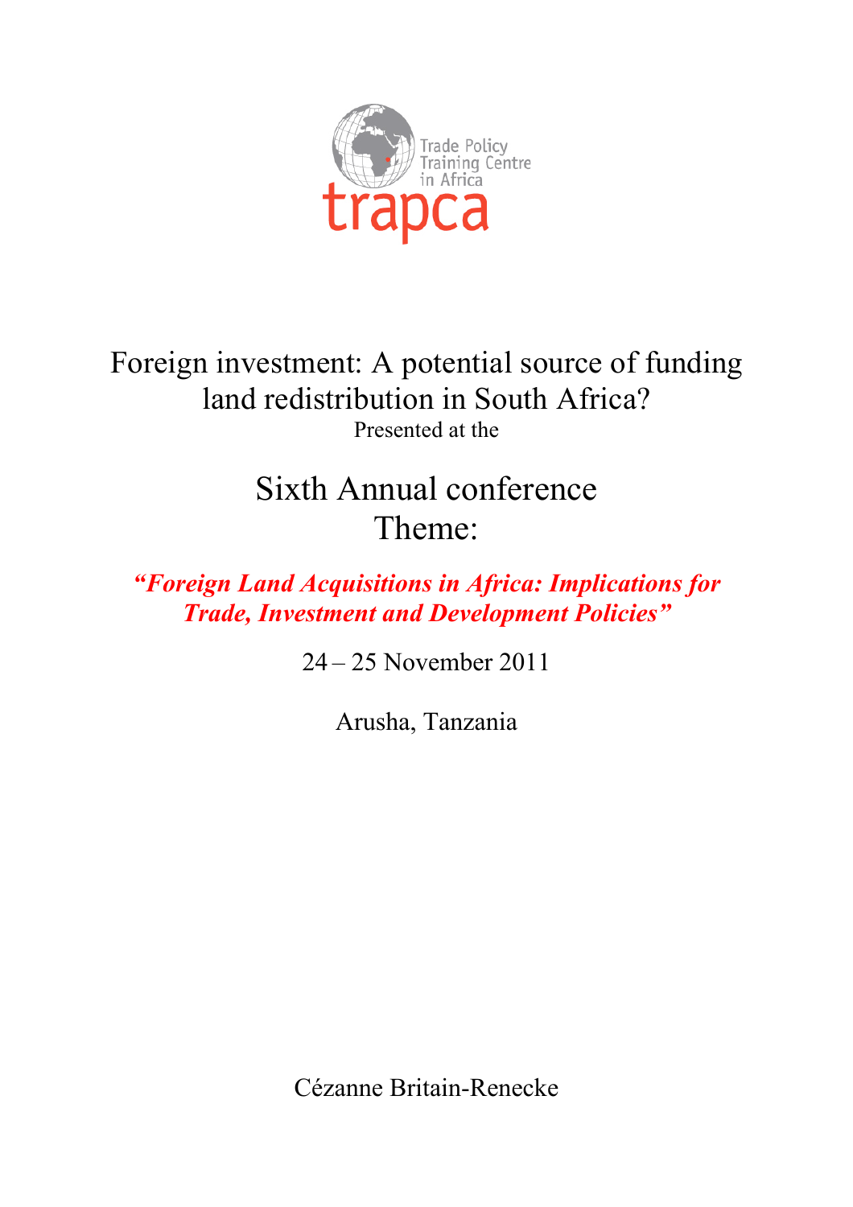Trade Policy Training Centre in Africa

trapca

# Foreign investment: A potential source of funding land redistribution in South Africa?

Presented at the

## Sixth Annual conference Theme:

***"Foreign Land Acquisitions in Africa: Implications for Trade, Investment and Development Policies"***

24 – 25 November 2011

Arusha, Tanzania

Cézanne Britain-Renecke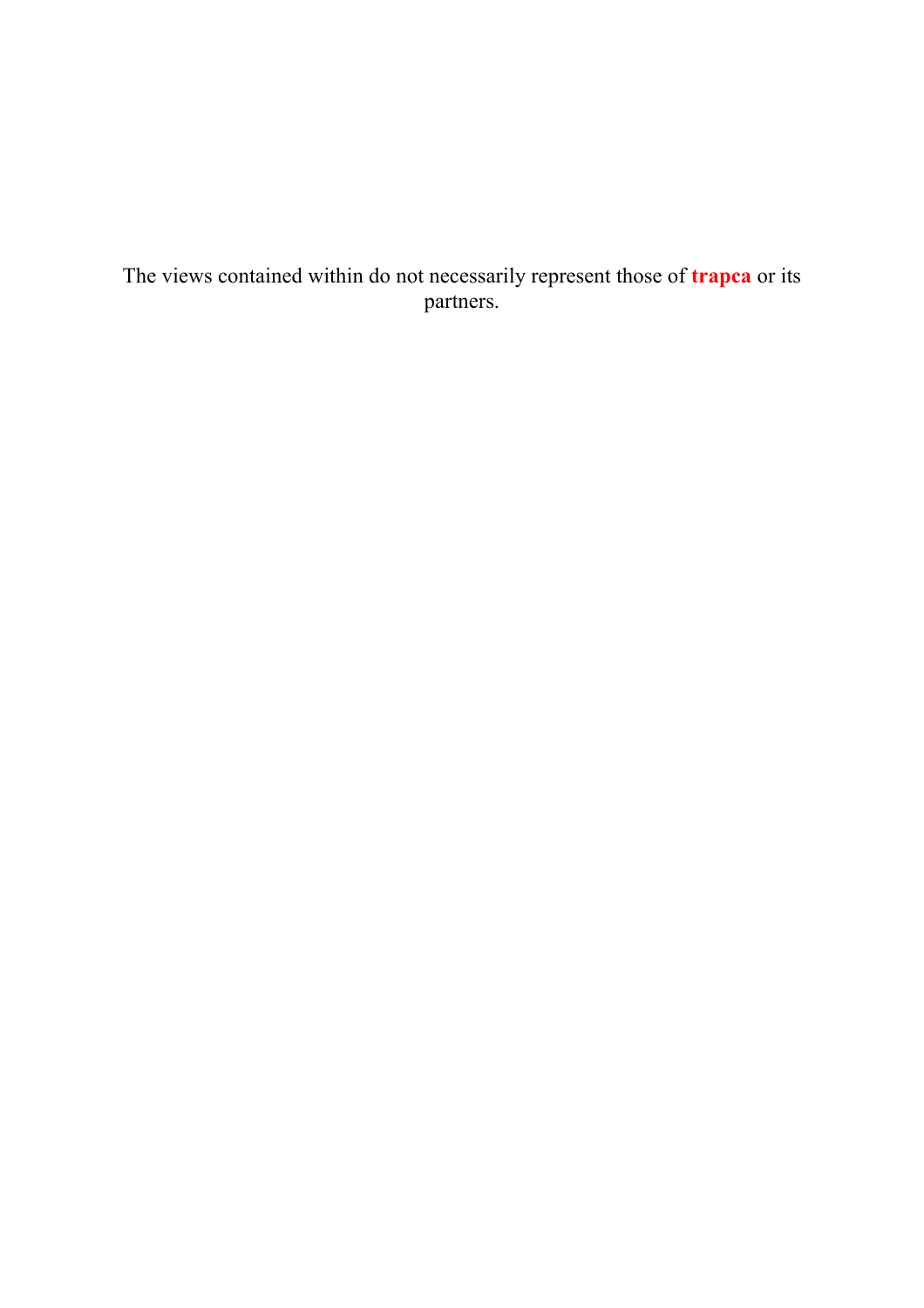The views contained within do not necessarily represent those of **trapca** or its partners.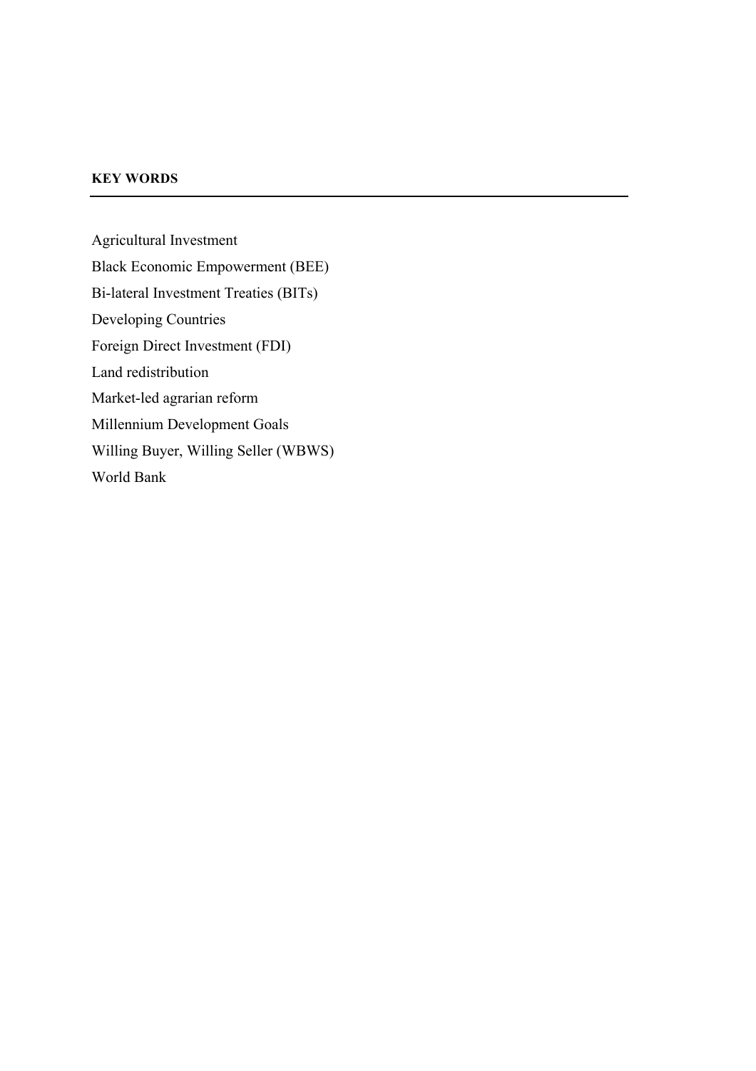## KEY WORDS

Agricultural Investment

Black Economic Empowerment (BEE)

Bi-lateral Investment Treaties (BITs)

Developing Countries

Foreign Direct Investment (FDI)

Land redistribution

Market-led agrarian reform

Millennium Development Goals

Willing Buyer, Willing Seller (WBWS)

World Bank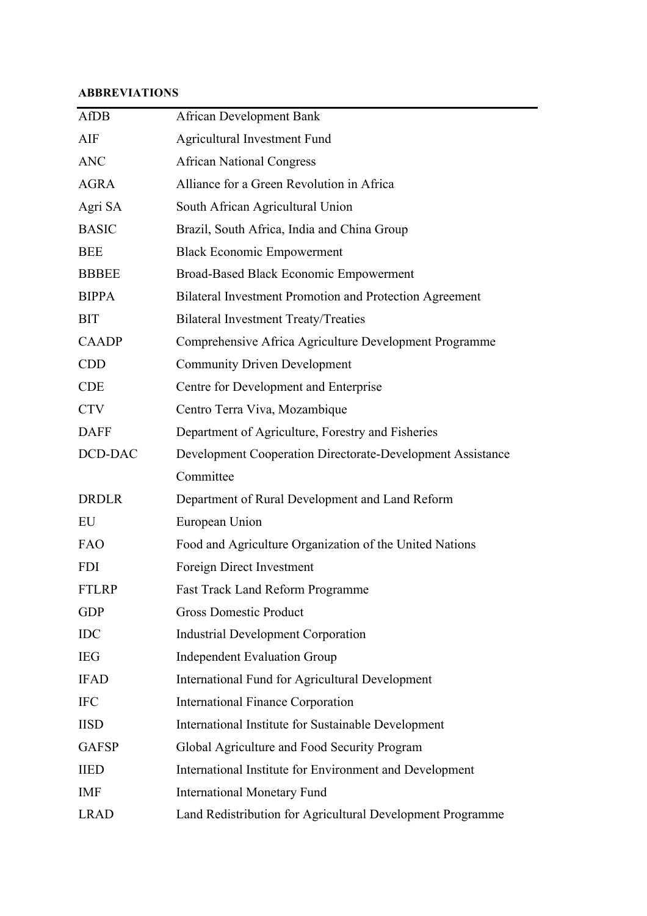**ABBREVIATIONS**

| | |
|---|---|
| AfDB | African Development Bank |
| AIF | Agricultural Investment Fund |
| ANC | African National Congress |
| AGRA | Alliance for a Green Revolution in Africa |
| Agri SA | South African Agricultural Union |
| BASIC | Brazil, South Africa, India and China Group |
| BEE | Black Economic Empowerment |
| BBBEE | Broad-Based Black Economic Empowerment |
| BIPPA | Bilateral Investment Promotion and Protection Agreement |
| BIT | Bilateral Investment Treaty/Treaties |
| CAADP | Comprehensive Africa Agriculture Development Programme |
| CDD | Community Driven Development |
| CDE | Centre for Development and Enterprise |
| CTV | Centro Terra Viva, Mozambique |
| DAFF | Department of Agriculture, Forestry and Fisheries |
| DCD-DAC | Development Cooperation Directorate-Development Assistance Committee |
| DRDLR | Department of Rural Development and Land Reform |
| EU | European Union |
| FAO | Food and Agriculture Organization of the United Nations |
| FDI | Foreign Direct Investment |
| FTLRP | Fast Track Land Reform Programme |
| GDP | Gross Domestic Product |
| IDC | Industrial Development Corporation |
| IEG | Independent Evaluation Group |
| IFAD | International Fund for Agricultural Development |
| IFC | International Finance Corporation |
| IISD | International Institute for Sustainable Development |
| GAFSP | Global Agriculture and Food Security Program |
| IIED | International Institute for Environment and Development |
| IMF | International Monetary Fund |
| LRAD | Land Redistribution for Agricultural Development Programme |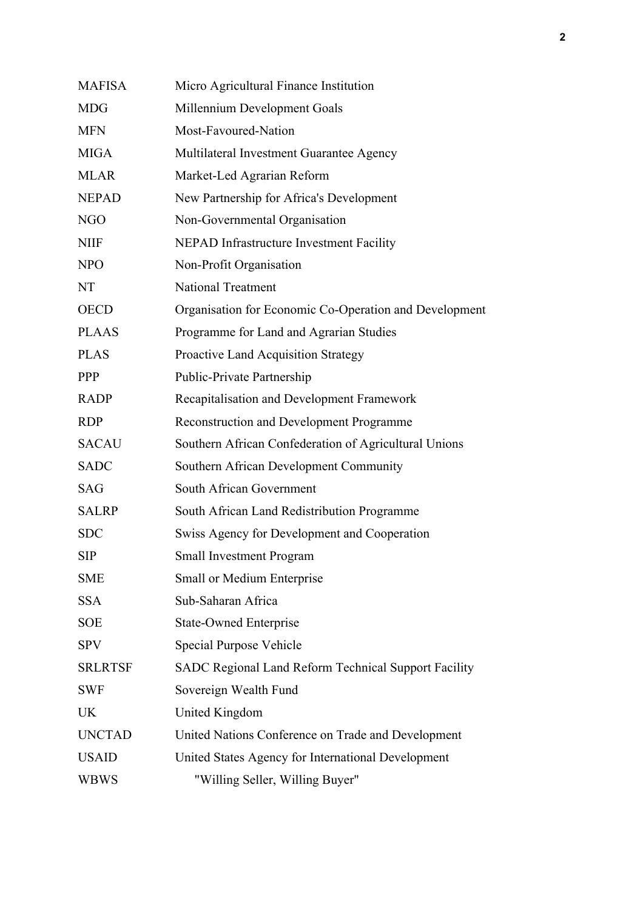| | |
|---|---|
| MAFISA | Micro Agricultural Finance Institution |
| MDG | Millennium Development Goals |
| MFN | Most-Favoured-Nation |
| MIGA | Multilateral Investment Guarantee Agency |
| MLAR | Market-Led Agrarian Reform |
| NEPAD | New Partnership for Africa's Development |
| NGO | Non-Governmental Organisation |
| NIIF | NEPAD Infrastructure Investment Facility |
| NPO | Non-Profit Organisation |
| NT | National Treatment |
| OECD | Organisation for Economic Co-Operation and Development |
| PLAAS | Programme for Land and Agrarian Studies |
| PLAS | Proactive Land Acquisition Strategy |
| PPP | Public-Private Partnership |
| RADP | Recapitalisation and Development Framework |
| RDP | Reconstruction and Development Programme |
| SACAU | Southern African Confederation of Agricultural Unions |
| SADC | Southern African Development Community |
| SAG | South African Government |
| SALRP | South African Land Redistribution Programme |
| SDC | Swiss Agency for Development and Cooperation |
| SIP | Small Investment Program |
| SME | Small or Medium Enterprise |
| SSA | Sub-Saharan Africa |
| SOE | State-Owned Enterprise |
| SPV | Special Purpose Vehicle |
| SRLRTSF | SADC Regional Land Reform Technical Support Facility |
| SWF | Sovereign Wealth Fund |
| UK | United Kingdom |
| UNCTAD | United Nations Conference on Trade and Development |
| USAID | United States Agency for International Development |
| WBWS | "Willing Seller, Willing Buyer" |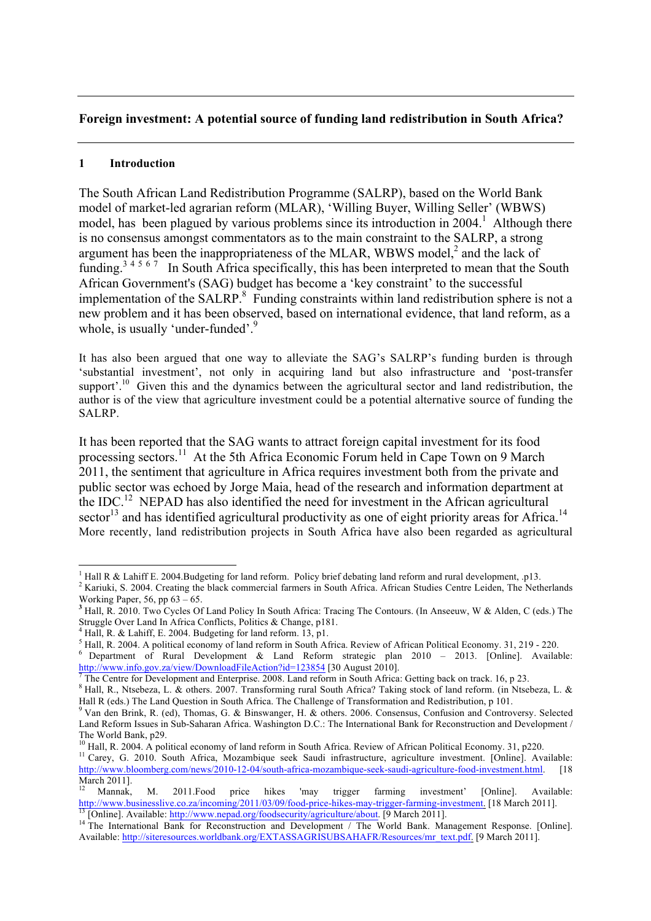**Foreign investment: A potential source of funding land redistribution in South Africa?**

## 1 Introduction

The South African Land Redistribution Programme (SALRP), based on the World Bank model of market-led agrarian reform (MLAR), 'Willing Buyer, Willing Seller' (WBWS) model, has been plagued by various problems since its introduction in 2004.[1] Although there is no consensus amongst commentators as to the main constraint to the SALRP, a strong argument has been the inappropriateness of the MLAR, WBWS model,[2] and the lack of funding.[3] [4] [5] [6] [7] In South Africa specifically, this has been interpreted to mean that the South African Government's (SAG) budget has become a 'key constraint' to the successful implementation of the SALRP.[8] Funding constraints within land redistribution sphere is not a new problem and it has been observed, based on international evidence, that land reform, as a whole, is usually 'under-funded'.[9]

It has also been argued that one way to alleviate the SAG's SALRP's funding burden is through 'substantial investment', not only in acquiring land but also infrastructure and 'post-transfer support'.[10] Given this and the dynamics between the agricultural sector and land redistribution, the author is of the view that agriculture investment could be a potential alternative source of funding the SALRP.

It has been reported that the SAG wants to attract foreign capital investment for its food processing sectors.[11] At the 5th Africa Economic Forum held in Cape Town on 9 March 2011, the sentiment that agriculture in Africa requires investment both from the private and public sector was echoed by Jorge Maia, head of the research and information department at the IDC.[12] NEPAD has also identified the need for investment in the African agricultural sector[13] and has identified agricultural productivity as one of eight priority areas for Africa.[14] More recently, land redistribution projects in South Africa have also been regarded as agricultural

---

[1] Hall R & Lahiff E. 2004.Budgeting for land reform. Policy brief debating land reform and rural development, .p13.

[2] Kariuki, S. 2004. Creating the black commercial farmers in South Africa. African Studies Centre Leiden, The Netherlands Working Paper, 56, pp 63 – 65.

[3] Hall, R. 2010. Two Cycles Of Land Policy In South Africa: Tracing The Contours. (In Anseeuw, W & Alden, C (eds.) The Struggle Over Land In Africa Conflicts, Politics & Change, p181.

[4] Hall, R. & Lahiff, E. 2004. Budgeting for land reform. 13, p1.

[5] Hall, R. 2004. A political economy of land reform in South Africa. Review of African Political Economy. 31, 219 - 220.

[6] Department of Rural Development & Land Reform strategic plan 2010 – 2013. [Online]. Available: http://www.info.gov.za/view/DownloadFileAction?id=123854 [30 August 2010].

[7] The Centre for Development and Enterprise. 2008. Land reform in South Africa: Getting back on track. 16, p 23.

[8] Hall, R., Ntsebeza, L. & others. 2007. Transforming rural South Africa? Taking stock of land reform. (in Ntsebeza, L. & Hall R (eds.) The Land Question in South Africa. The Challenge of Transformation and Redistribution, p 101.

[9] Van den Brink, R. (ed), Thomas, G. & Binswanger, H. & others. 2006. Consensus, Confusion and Controversy. Selected Land Reform Issues in Sub-Saharan Africa. Washington D.C.: The International Bank for Reconstruction and Development / The World Bank, p29.

[10] Hall, R. 2004. A political economy of land reform in South Africa. Review of African Political Economy. 31, p220.

[11] Carey, G. 2010. South Africa, Mozambique seek Saudi infrastructure, agriculture investment. [Online]. Available: http://www.bloomberg.com/news/2010-12-04/south-africa-mozambique-seek-saudi-agriculture-food-investment.html. [18 March 2011].

[12] Mannak, M. 2011.Food price hikes 'may trigger farming investment' [Online]. Available: http://www.businesslive.co.za/incoming/2011/03/09/food-price-hikes-may-trigger-farming-investment. [18 March 2011].

[13] [Online]. Available: http://www.nepad.org/foodsecurity/agriculture/about. [9 March 2011].

[14] The International Bank for Reconstruction and Development / The World Bank. Management Response. [Online]. Available: http://siteresources.worldbank.org/EXTASSAGRISUBSAHAFR/Resources/mr_text.pdf. [9 March 2011].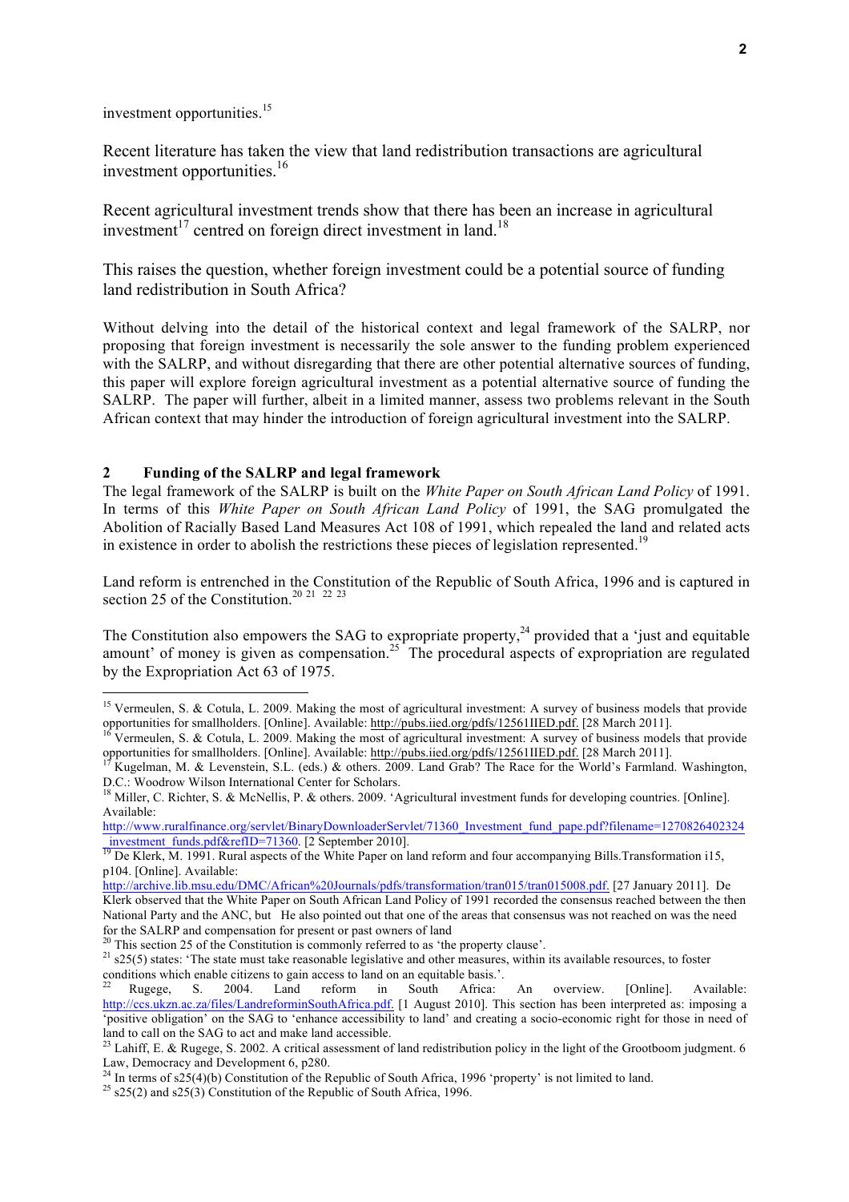investment opportunities.[15]

Recent literature has taken the view that land redistribution transactions are agricultural investment opportunities.[16]

Recent agricultural investment trends show that there has been an increase in agricultural investment[17] centred on foreign direct investment in land.[18]

This raises the question, whether foreign investment could be a potential source of funding land redistribution in South Africa?

Without delving into the detail of the historical context and legal framework of the SALRP, nor proposing that foreign investment is necessarily the sole answer to the funding problem experienced with the SALRP, and without disregarding that there are other potential alternative sources of funding, this paper will explore foreign agricultural investment as a potential alternative source of funding the SALRP. The paper will further, albeit in a limited manner, assess two problems relevant in the South African context that may hinder the introduction of foreign agricultural investment into the SALRP.

## 2 Funding of the SALRP and legal framework

The legal framework of the SALRP is built on the *White Paper on South African Land Policy* of 1991. In terms of this *White Paper on South African Land Policy* of 1991, the SAG promulgated the Abolition of Racially Based Land Measures Act 108 of 1991, which repealed the land and related acts in existence in order to abolish the restrictions these pieces of legislation represented.[19]

Land reform is entrenched in the Constitution of the Republic of South Africa, 1996 and is captured in section 25 of the Constitution.[20] [21] [22] [23]

The Constitution also empowers the SAG to expropriate property,[24] provided that a 'just and equitable amount' of money is given as compensation.[25] The procedural aspects of expropriation are regulated by the Expropriation Act 63 of 1975.

---

[15] Vermeulen, S. & Cotula, L. 2009. Making the most of agricultural investment: A survey of business models that provide opportunities for smallholders. [Online]. Available: http://pubs.iied.org/pdfs/12561IIED.pdf. [28 March 2011].

[16] Vermeulen, S. & Cotula, L. 2009. Making the most of agricultural investment: A survey of business models that provide opportunities for smallholders. [Online]. Available: http://pubs.iied.org/pdfs/12561IIED.pdf. [28 March 2011].

[17] Kugelman, M. & Levenstein, S.L. (eds.) & others. 2009. Land Grab? The Race for the World's Farmland. Washington, D.C.: Woodrow Wilson International Center for Scholars.

[18] Miller, C. Richter, S. & McNellis, P. & others. 2009. 'Agricultural investment funds for developing countries. [Online]. Available: http://www.ruralfinance.org/servlet/BinaryDownloaderServlet/71360_Investment_fund_pape.pdf?filename=1270826402324_investment_funds.pdf&refID=71360. [2 September 2010].

[19] De Klerk, M. 1991. Rural aspects of the White Paper on land reform and four accompanying Bills.Transformation i15, p104. [Online]. Available: http://archive.lib.msu.edu/DMC/African%20Journals/pdfs/transformation/tran015/tran015008.pdf. [27 January 2011]. De Klerk observed that the White Paper on South African Land Policy of 1991 recorded the consensus reached between the then National Party and the ANC, but He also pointed out that one of the areas that consensus was not reached on was the need for the SALRP and compensation for present or past owners of land

[20] This section 25 of the Constitution is commonly referred to as 'the property clause'.

[21] s25(5) states: 'The state must take reasonable legislative and other measures, within its available resources, to foster conditions which enable citizens to gain access to land on an equitable basis.'.

[22] Rugege, S. 2004. Land reform in South Africa: An overview. [Online]. Available: http://ccs.ukzn.ac.za/files/LandreforminSouthAfrica.pdf. [1 August 2010]. This section has been interpreted as: imposing a 'positive obligation' on the SAG to 'enhance accessibility to land' and creating a socio-economic right for those in need of land to call on the SAG to act and make land accessible.

[23] Lahiff, E. & Rugege, S. 2002. A critical assessment of land redistribution policy in the light of the Grootboom judgment. 6 Law, Democracy and Development 6, p280.

[24] In terms of s25(4)(b) Constitution of the Republic of South Africa, 1996 'property' is not limited to land.

[25] s25(2) and s25(3) Constitution of the Republic of South Africa, 1996.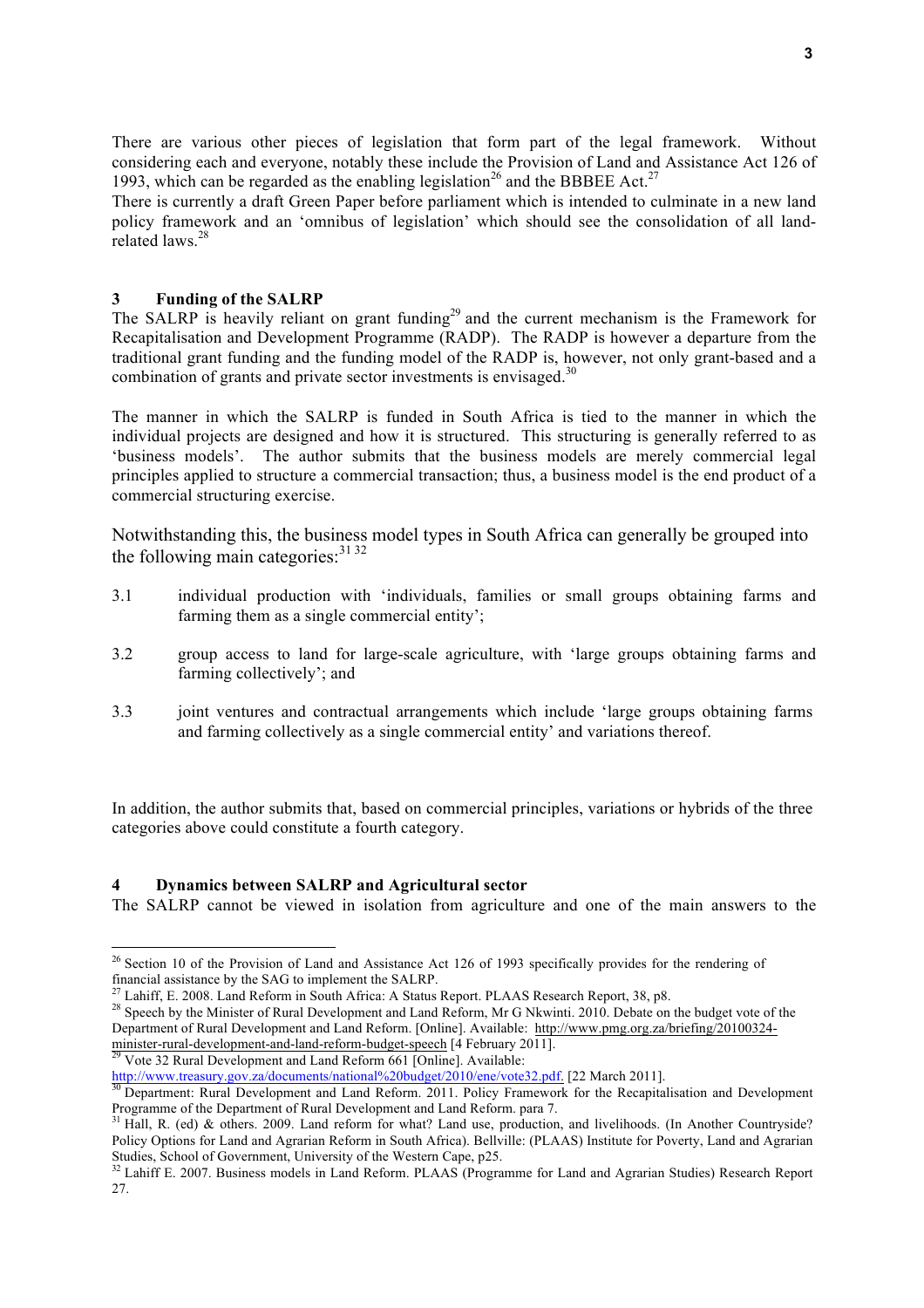There are various other pieces of legislation that form part of the legal framework. Without considering each and everyone, notably these include the Provision of Land and Assistance Act 126 of 1993, which can be regarded as the enabling legislation[26] and the BBBEE Act.[27]

There is currently a draft Green Paper before parliament which is intended to culminate in a new land policy framework and an 'omnibus of legislation' which should see the consolidation of all land-related laws.[28]

## 3 Funding of the SALRP

The SALRP is heavily reliant on grant funding[29] and the current mechanism is the Framework for Recapitalisation and Development Programme (RADP). The RADP is however a departure from the traditional grant funding and the funding model of the RADP is, however, not only grant-based and a combination of grants and private sector investments is envisaged.[30]

The manner in which the SALRP is funded in South Africa is tied to the manner in which the individual projects are designed and how it is structured. This structuring is generally referred to as 'business models'. The author submits that the business models are merely commercial legal principles applied to structure a commercial transaction; thus, a business model is the end product of a commercial structuring exercise.

Notwithstanding this, the business model types in South Africa can generally be grouped into the following main categories:[31 32]

3.1 individual production with 'individuals, families or small groups obtaining farms and farming them as a single commercial entity';

3.2 group access to land for large-scale agriculture, with 'large groups obtaining farms and farming collectively'; and

3.3 joint ventures and contractual arrangements which include 'large groups obtaining farms and farming collectively as a single commercial entity' and variations thereof.

In addition, the author submits that, based on commercial principles, variations or hybrids of the three categories above could constitute a fourth category.

## 4 Dynamics between SALRP and Agricultural sector

The SALRP cannot be viewed in isolation from agriculture and one of the main answers to the

---

[26] Section 10 of the Provision of Land and Assistance Act 126 of 1993 specifically provides for the rendering of financial assistance by the SAG to implement the SALRP.

[27] Lahiff, E. 2008. Land Reform in South Africa: A Status Report. PLAAS Research Report, 38, p8.

[28] Speech by the Minister of Rural Development and Land Reform, Mr G Nkwinti. 2010. Debate on the budget vote of the Department of Rural Development and Land Reform. [Online]. Available: http://www.pmg.org.za/briefing/20100324-minister-rural-development-and-land-reform-budget-speech [4 February 2011].

[29] Vote 32 Rural Development and Land Reform 661 [Online]. Available: http://www.treasury.gov.za/documents/national%20budget/2010/ene/vote32.pdf. [22 March 2011].

[30] Department: Rural Development and Land Reform. 2011. Policy Framework for the Recapitalisation and Development Programme of the Department of Rural Development and Land Reform. para 7.

[31] Hall, R. (ed) & others. 2009. Land reform for what? Land use, production, and livelihoods. (In Another Countryside? Policy Options for Land and Agrarian Reform in South Africa). Bellville: (PLAAS) Institute for Poverty, Land and Agrarian Studies, School of Government, University of the Western Cape, p25.

[32] Lahiff E. 2007. Business models in Land Reform. PLAAS (Programme for Land and Agrarian Studies) Research Report 27.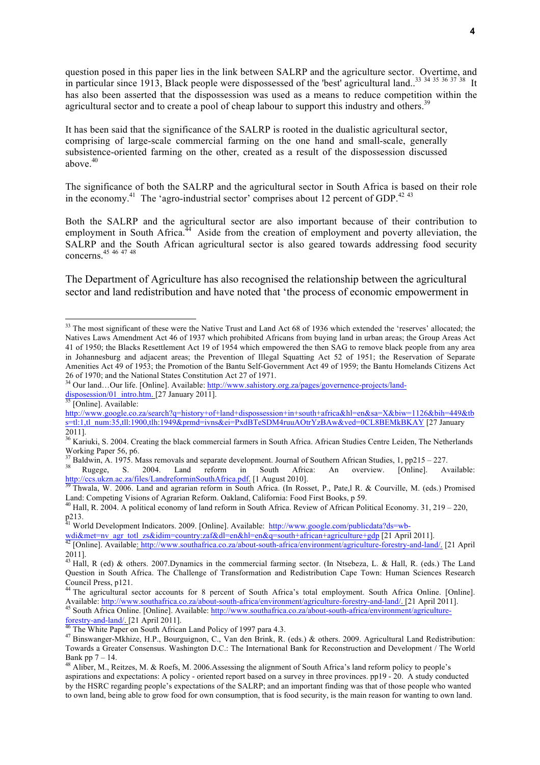question posed in this paper lies in the link between SALRP and the agriculture sector. Overtime, and in particular since 1913, Black people were dispossessed of the 'best' agricultural land..[33] [34] [35] [36] [37] [38] It has also been asserted that the dispossession was used as a means to reduce competition within the agricultural sector and to create a pool of cheap labour to support this industry and others.[39]

It has been said that the significance of the SALRP is rooted in the dualistic agricultural sector, comprising of large-scale commercial farming on the one hand and small-scale, generally subsistence-oriented farming on the other, created as a result of the dispossession discussed above.[40]

The significance of both the SALRP and the agricultural sector in South Africa is based on their role in the economy.[41] The 'agro-industrial sector' comprises about 12 percent of GDP.[42] [43]

Both the SALRP and the agricultural sector are also important because of their contribution to employment in South Africa.[44] Aside from the creation of employment and poverty alleviation, the SALRP and the South African agricultural sector is also geared towards addressing food security concerns.[45] [46] [47] [48]

The Department of Agriculture has also recognised the relationship between the agricultural sector and land redistribution and have noted that 'the process of economic empowerment in

---

[33] The most significant of these were the Native Trust and Land Act 68 of 1936 which extended the 'reserves' allocated; the Natives Laws Amendment Act 46 of 1937 which prohibited Africans from buying land in urban areas; the Group Areas Act 41 of 1950; the Blacks Resettlement Act 19 of 1954 which empowered the then SAG to remove black people from any area in Johannesburg and adjacent areas; the Prevention of Illegal Squatting Act 52 of 1951; the Reservation of Separate Amenities Act 49 of 1953; the Promotion of the Bantu Self-Government Act 49 of 1959; the Bantu Homelands Citizens Act 26 of 1970; and the National States Constitution Act 27 of 1971.

[34] Our land…Our life. [Online]. Available: http://www.sahistory.org.za/pages/governence-projects/land-disposession/01_intro.htm. [27 January 2011].

[35] [Online]. Available: http://www.google.co.za/search?q=history+of+land+dispossession+in+south+africa&hl=en&sa=X&biw=1126&bih=449&tbs=tl:1,tl_num:35,tll:1900,tlh:1949&prmd=ivns&ei=PxdBTeSDM4ruuAOtrYzBAw&ved=0CL8BEMkBKAY [27 January 2011].

[36] Kariuki, S. 2004. Creating the black commercial farmers in South Africa. African Studies Centre Leiden, The Netherlands Working Paper 56, p6.

[37] Baldwin, A. 1975. Mass removals and separate development. Journal of Southern African Studies, 1, pp215 – 227.

[38] Rugege, S. 2004. Land reform in South Africa: An overview. [Online]. Available: http://ccs.ukzn.ac.za/files/LandreforminSouthAfrica.pdf. [1 August 2010].

[39] Thwala, W. 2006. Land and agrarian reform in South Africa. (In Rosset, P., Pate,l R. & Courville, M. (eds.) Promised Land: Competing Visions of Agrarian Reform. Oakland, California: Food First Books, p 59.

[40] Hall, R. 2004. A political economy of land reform in South Africa. Review of African Political Economy. 31, 219 – 220, p213.

[41] World Development Indicators. 2009. [Online]. Available: http://www.google.com/publicdata?ds=wb-wdi&met=nv_agr_totl_zs&idim=country:zaf&dl=en&hl=en&q=south+african+agriculture+gdp [21 April 2011].

[42] [Online]. Available: http://www.southafrica.co.za/about-south-africa/environment/agriculture-forestry-and-land/. [21 April 2011].

[43] Hall, R (ed) & others. 2007.Dynamics in the commercial farming sector. (In Ntsebeza, L. & Hall, R. (eds.) The Land Question in South Africa. The Challenge of Transformation and Redistribution Cape Town: Human Sciences Research Council Press, p121.

[44] The agricultural sector accounts for 8 percent of South Africa's total employment. South Africa Online. [Online]. Available: http://www.southafrica.co.za/about-south-africa/environment/agriculture-forestry-and-land/. [21 April 2011].

[45] South Africa Online. [Online]. Available: http://www.southafrica.co.za/about-south-africa/environment/agriculture-forestry-and-land/. [21 April 2011].

[46] The White Paper on South African Land Policy of 1997 para 4.3.

[47] Binswanger-Mkhize, H.P., Bourguignon, C., Van den Brink, R. (eds.) & others. 2009. Agricultural Land Redistribution: Towards a Greater Consensus. Washington D.C.: The International Bank for Reconstruction and Development / The World Bank pp 7 – 14.

[48] Aliber, M., Reitzes, M. & Roefs, M. 2006.Assessing the alignment of South Africa's land reform policy to people's aspirations and expectations: A policy - oriented report based on a survey in three provinces. pp19 - 20. A study conducted by the HSRC regarding people's expectations of the SALRP; and an important finding was that of those people who wanted to own land, being able to grow food for own consumption, that is food security, is the main reason for wanting to own land.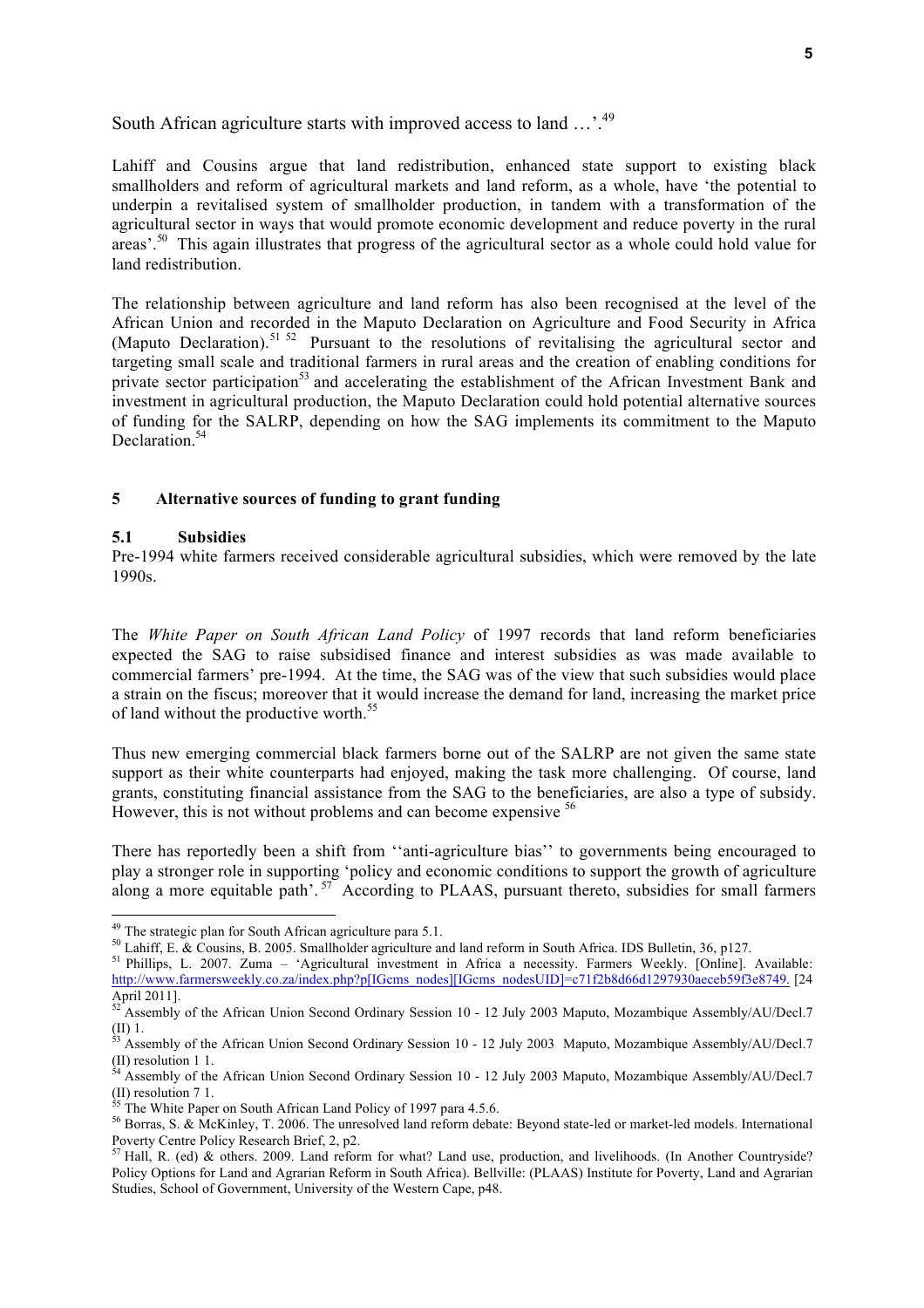South African agriculture starts with improved access to land …'.[49]

Lahiff and Cousins argue that land redistribution, enhanced state support to existing black smallholders and reform of agricultural markets and land reform, as a whole, have 'the potential to underpin a revitalised system of smallholder production, in tandem with a transformation of the agricultural sector in ways that would promote economic development and reduce poverty in the rural areas'.[50] This again illustrates that progress of the agricultural sector as a whole could hold value for land redistribution.

The relationship between agriculture and land reform has also been recognised at the level of the African Union and recorded in the Maputo Declaration on Agriculture and Food Security in Africa (Maputo Declaration).[51] [52] Pursuant to the resolutions of revitalising the agricultural sector and targeting small scale and traditional farmers in rural areas and the creation of enabling conditions for private sector participation[53] and accelerating the establishment of the African Investment Bank and investment in agricultural production, the Maputo Declaration could hold potential alternative sources of funding for the SALRP, depending on how the SAG implements its commitment to the Maputo Declaration.[54]

## 5 Alternative sources of funding to grant funding

### 5.1 Subsidies

Pre-1994 white farmers received considerable agricultural subsidies, which were removed by the late 1990s.

The *White Paper on South African Land Policy* of 1997 records that land reform beneficiaries expected the SAG to raise subsidised finance and interest subsidies as was made available to commercial farmers' pre-1994. At the time, the SAG was of the view that such subsidies would place a strain on the fiscus; moreover that it would increase the demand for land, increasing the market price of land without the productive worth.[55]

Thus new emerging commercial black farmers borne out of the SALRP are not given the same state support as their white counterparts had enjoyed, making the task more challenging. Of course, land grants, constituting financial assistance from the SAG to the beneficiaries, are also a type of subsidy. However, this is not without problems and can become expensive [56]

There has reportedly been a shift from ''anti-agriculture bias'' to governments being encouraged to play a stronger role in supporting 'policy and economic conditions to support the growth of agriculture along a more equitable path'.[57] According to PLAAS, pursuant thereto, subsidies for small farmers

---

[49] The strategic plan for South African agriculture para 5.1.

[50] Lahiff, E. & Cousins, B. 2005. Smallholder agriculture and land reform in South Africa. IDS Bulletin, 36, p127.

[51] Phillips, L. 2007. Zuma – 'Agricultural investment in Africa a necessity. Farmers Weekly. [Online]. Available: http://www.farmersweekly.co.za/index.php?p[IGcms_nodes][IGcms_nodesUID]=c71f2b8d66d1297930aeceb59f3e8749. [24 April 2011].

[52] Assembly of the African Union Second Ordinary Session 10 - 12 July 2003 Maputo, Mozambique Assembly/AU/Decl.7 (II) 1.

[53] Assembly of the African Union Second Ordinary Session 10 - 12 July 2003 Maputo, Mozambique Assembly/AU/Decl.7 (II) resolution 1 1.

[54] Assembly of the African Union Second Ordinary Session 10 - 12 July 2003 Maputo, Mozambique Assembly/AU/Decl.7 (II) resolution 7 1.

[55] The White Paper on South African Land Policy of 1997 para 4.5.6.

[56] Borras, S. & McKinley, T. 2006. The unresolved land reform debate: Beyond state-led or market-led models. International Poverty Centre Policy Research Brief, 2, p2.

[57] Hall, R. (ed) & others. 2009. Land reform for what? Land use, production, and livelihoods. (In Another Countryside? Policy Options for Land and Agrarian Reform in South Africa). Bellville: (PLAAS) Institute for Poverty, Land and Agrarian Studies, School of Government, University of the Western Cape, p48.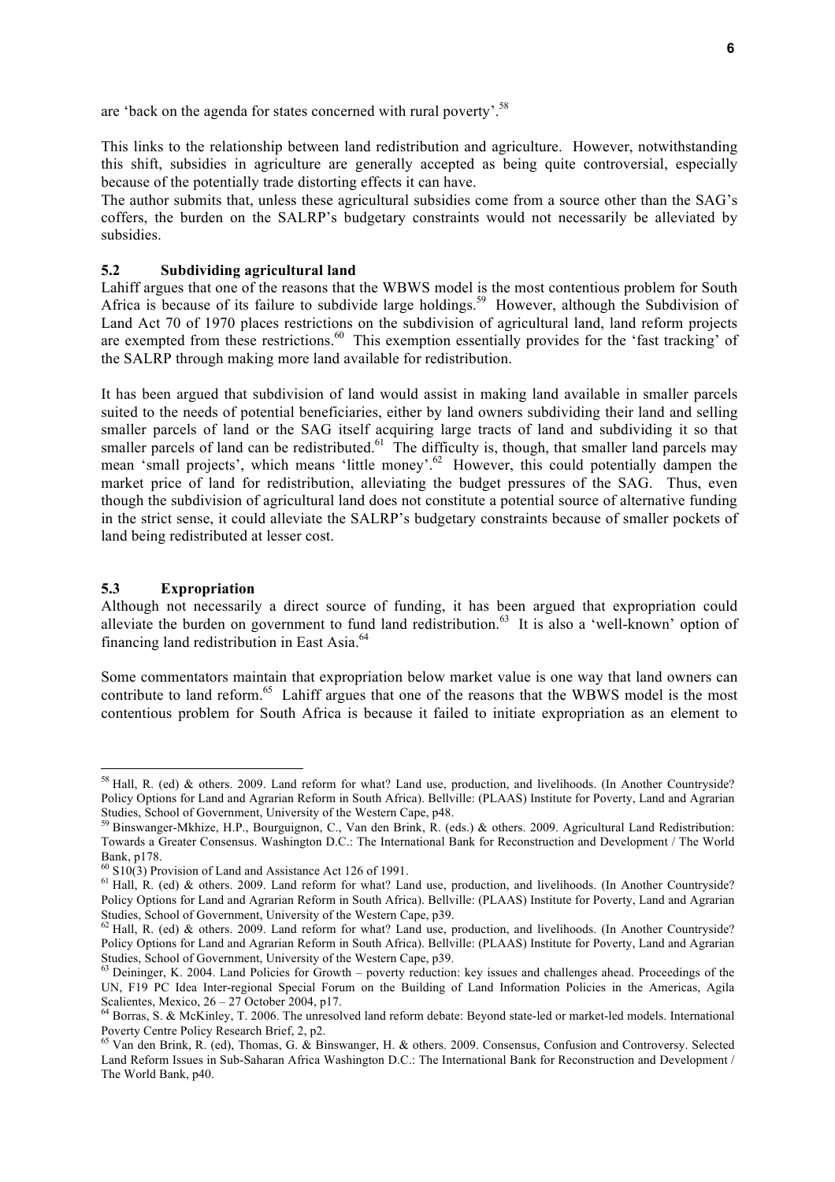are 'back on the agenda for states concerned with rural poverty'.[58]

This links to the relationship between land redistribution and agriculture. However, notwithstanding this shift, subsidies in agriculture are generally accepted as being quite controversial, especially because of the potentially trade distorting effects it can have.
The author submits that, unless these agricultural subsidies come from a source other than the SAG's coffers, the burden on the SALRP's budgetary constraints would not necessarily be alleviated by subsidies.

### 5.2 Subdividing agricultural land

Lahiff argues that one of the reasons that the WBWS model is the most contentious problem for South Africa is because of its failure to subdivide large holdings.[59] However, although the Subdivision of Land Act 70 of 1970 places restrictions on the subdivision of agricultural land, land reform projects are exempted from these restrictions.[60] This exemption essentially provides for the 'fast tracking' of the SALRP through making more land available for redistribution.

It has been argued that subdivision of land would assist in making land available in smaller parcels suited to the needs of potential beneficiaries, either by land owners subdividing their land and selling smaller parcels of land or the SAG itself acquiring large tracts of land and subdividing it so that smaller parcels of land can be redistributed.[61] The difficulty is, though, that smaller land parcels may mean 'small projects', which means 'little money'.[62] However, this could potentially dampen the market price of land for redistribution, alleviating the budget pressures of the SAG. Thus, even though the subdivision of agricultural land does not constitute a potential source of alternative funding in the strict sense, it could alleviate the SALRP's budgetary constraints because of smaller pockets of land being redistributed at lesser cost.

### 5.3 Expropriation

Although not necessarily a direct source of funding, it has been argued that expropriation could alleviate the burden on government to fund land redistribution.[63] It is also a 'well-known' option of financing land redistribution in East Asia.[64]

Some commentators maintain that expropriation below market value is one way that land owners can contribute to land reform.[65] Lahiff argues that one of the reasons that the WBWS model is the most contentious problem for South Africa is because it failed to initiate expropriation as an element to

---

[58] Hall, R. (ed) & others. 2009. Land reform for what? Land use, production, and livelihoods. (In Another Countryside? Policy Options for Land and Agrarian Reform in South Africa). Bellville: (PLAAS) Institute for Poverty, Land and Agrarian Studies, School of Government, University of the Western Cape, p48.

[59] Binswanger-Mkhize, H.P., Bourguignon, C., Van den Brink, R. (eds.) & others. 2009. Agricultural Land Redistribution: Towards a Greater Consensus. Washington D.C.: The International Bank for Reconstruction and Development / The World Bank, p178.

[60] S10(3) Provision of Land and Assistance Act 126 of 1991.

[61] Hall, R. (ed) & others. 2009. Land reform for what? Land use, production, and livelihoods. (In Another Countryside? Policy Options for Land and Agrarian Reform in South Africa). Bellville: (PLAAS) Institute for Poverty, Land and Agrarian Studies, School of Government, University of the Western Cape, p39.

[62] Hall, R. (ed) & others. 2009. Land reform for what? Land use, production, and livelihoods. (In Another Countryside? Policy Options for Land and Agrarian Reform in South Africa). Bellville: (PLAAS) Institute for Poverty, Land and Agrarian Studies, School of Government, University of the Western Cape, p39.

[63] Deininger, K. 2004. Land Policies for Growth – poverty reduction: key issues and challenges ahead. Proceedings of the UN, F19 PC Idea Inter-regional Special Forum on the Building of Land Information Policies in the Americas, Agila Scalientes, Mexico, 26 – 27 October 2004, p17.

[64] Borras, S. & McKinley, T. 2006. The unresolved land reform debate: Beyond state-led or market-led models. International Poverty Centre Policy Research Brief, 2, p2.

[65] Van den Brink, R. (ed), Thomas, G. & Binswanger, H. & others. 2009. Consensus, Confusion and Controversy. Selected Land Reform Issues in Sub-Saharan Africa Washington D.C.: The International Bank for Reconstruction and Development / The World Bank, p40.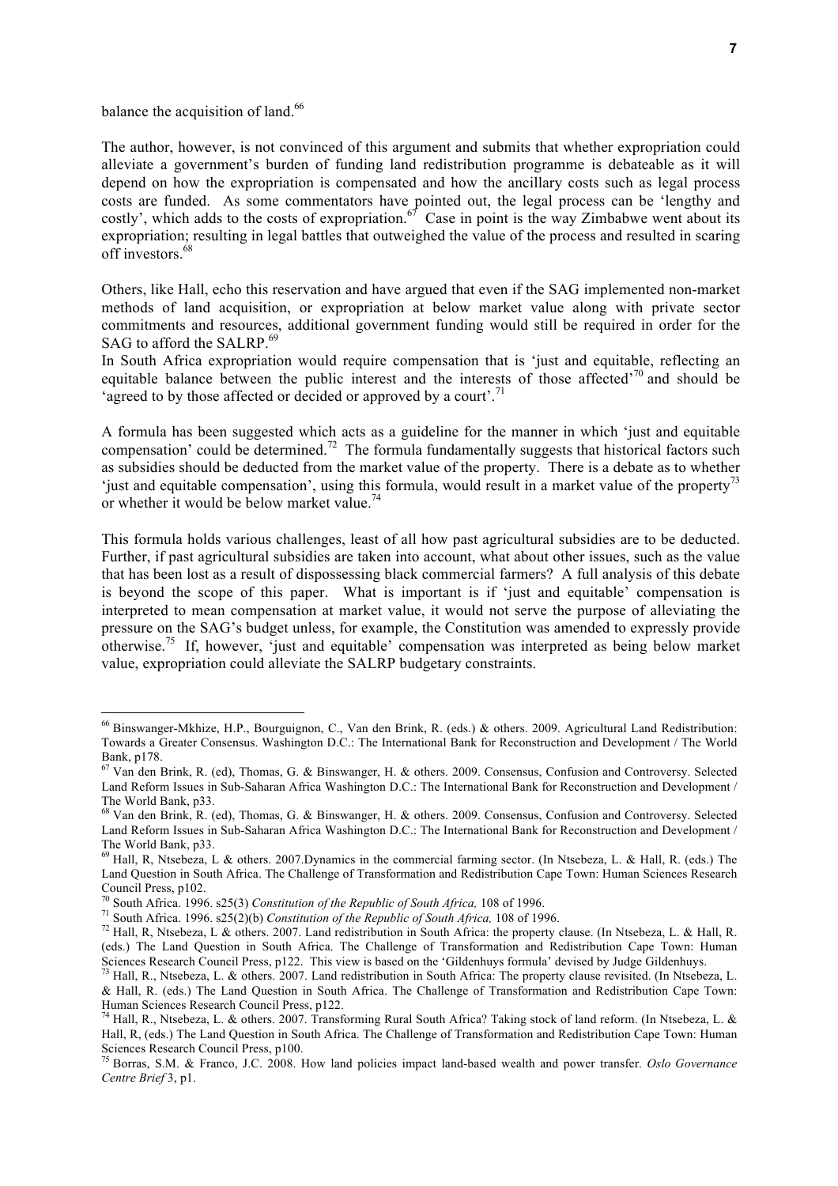balance the acquisition of land.[66]

The author, however, is not convinced of this argument and submits that whether expropriation could alleviate a government's burden of funding land redistribution programme is debateable as it will depend on how the expropriation is compensated and how the ancillary costs such as legal process costs are funded. As some commentators have pointed out, the legal process can be 'lengthy and costly', which adds to the costs of expropriation.[67] Case in point is the way Zimbabwe went about its expropriation; resulting in legal battles that outweighed the value of the process and resulted in scaring off investors.[68]

Others, like Hall, echo this reservation and have argued that even if the SAG implemented non-market methods of land acquisition, or expropriation at below market value along with private sector commitments and resources, additional government funding would still be required in order for the SAG to afford the SALRP.[69]

In South Africa expropriation would require compensation that is 'just and equitable, reflecting an equitable balance between the public interest and the interests of those affected'[70] and should be 'agreed to by those affected or decided or approved by a court'.[71]

A formula has been suggested which acts as a guideline for the manner in which 'just and equitable compensation' could be determined.[72] The formula fundamentally suggests that historical factors such as subsidies should be deducted from the market value of the property. There is a debate as to whether 'just and equitable compensation', using this formula, would result in a market value of the property[73] or whether it would be below market value.[74]

This formula holds various challenges, least of all how past agricultural subsidies are to be deducted. Further, if past agricultural subsidies are taken into account, what about other issues, such as the value that has been lost as a result of dispossessing black commercial farmers? A full analysis of this debate is beyond the scope of this paper. What is important is if 'just and equitable' compensation is interpreted to mean compensation at market value, it would not serve the purpose of alleviating the pressure on the SAG's budget unless, for example, the Constitution was amended to expressly provide otherwise.[75] If, however, 'just and equitable' compensation was interpreted as being below market value, expropriation could alleviate the SALRP budgetary constraints.

---

[66] Binswanger-Mkhize, H.P., Bourguignon, C., Van den Brink, R. (eds.) & others. 2009. Agricultural Land Redistribution: Towards a Greater Consensus. Washington D.C.: The International Bank for Reconstruction and Development / The World Bank, p178.

[67] Van den Brink, R. (ed), Thomas, G. & Binswanger, H. & others. 2009. Consensus, Confusion and Controversy. Selected Land Reform Issues in Sub-Saharan Africa Washington D.C.: The International Bank for Reconstruction and Development / The World Bank, p33.

[68] Van den Brink, R. (ed), Thomas, G. & Binswanger, H. & others. 2009. Consensus, Confusion and Controversy. Selected Land Reform Issues in Sub-Saharan Africa Washington D.C.: The International Bank for Reconstruction and Development / The World Bank, p33.

[69] Hall, R, Ntsebeza, L & others. 2007.Dynamics in the commercial farming sector. (In Ntsebeza, L. & Hall, R. (eds.) The Land Question in South Africa. The Challenge of Transformation and Redistribution Cape Town: Human Sciences Research Council Press, p102.

[70] South Africa. 1996. s25(3) *Constitution of the Republic of South Africa,* 108 of 1996.

[71] South Africa. 1996. s25(2)(b) *Constitution of the Republic of South Africa,* 108 of 1996.

[72] Hall, R, Ntsebeza, L & others. 2007. Land redistribution in South Africa: the property clause. (In Ntsebeza, L. & Hall, R. (eds.) The Land Question in South Africa. The Challenge of Transformation and Redistribution Cape Town: Human Sciences Research Council Press, p122. This view is based on the 'Gildenhuys formula' devised by Judge Gildenhuys.

[73] Hall, R., Ntsebeza, L. & others. 2007. Land redistribution in South Africa: The property clause revisited. (In Ntsebeza, L. & Hall, R. (eds.) The Land Question in South Africa. The Challenge of Transformation and Redistribution Cape Town: Human Sciences Research Council Press, p122.

[74] Hall, R., Ntsebeza, L. & others. 2007. Transforming Rural South Africa? Taking stock of land reform. (In Ntsebeza, L. & Hall, R, (eds.) The Land Question in South Africa. The Challenge of Transformation and Redistribution Cape Town: Human Sciences Research Council Press, p100.

[75] Borras, S.M. & Franco, J.C. 2008. How land policies impact land-based wealth and power transfer. *Oslo Governance Centre Brief* 3, p1.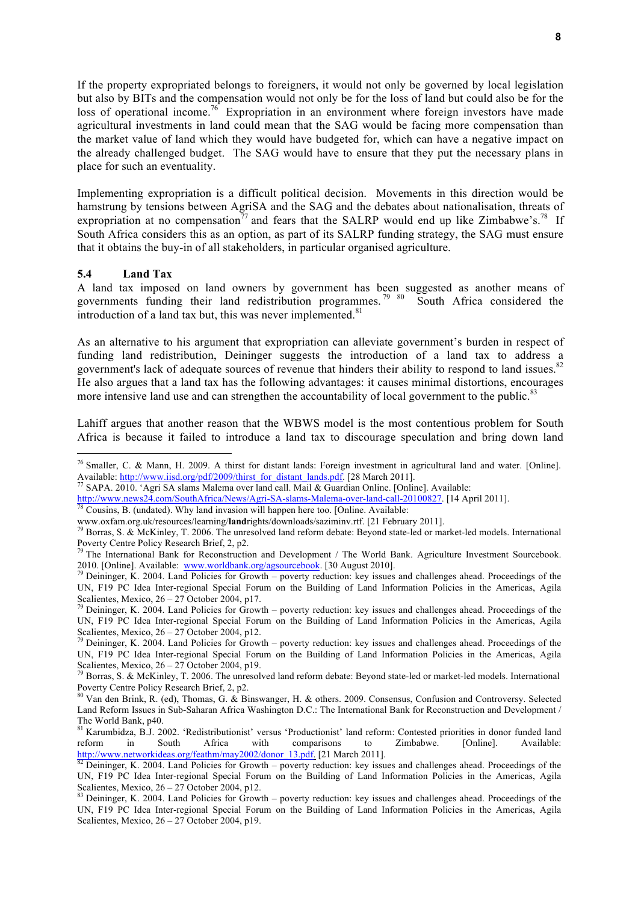If the property expropriated belongs to foreigners, it would not only be governed by local legislation but also by BITs and the compensation would not only be for the loss of land but could also be for the loss of operational income.[76] Expropriation in an environment where foreign investors have made agricultural investments in land could mean that the SAG would be facing more compensation than the market value of land which they would have budgeted for, which can have a negative impact on the already challenged budget. The SAG would have to ensure that they put the necessary plans in place for such an eventuality.

Implementing expropriation is a difficult political decision. Movements in this direction would be hamstrung by tensions between AgriSA and the SAG and the debates about nationalisation, threats of expropriation at no compensation[77] and fears that the SALRP would end up like Zimbabwe's.[78] If South Africa considers this as an option, as part of its SALRP funding strategy, the SAG must ensure that it obtains the buy-in of all stakeholders, in particular organised agriculture.

### 5.4 Land Tax

A land tax imposed on land owners by government has been suggested as another means of governments funding their land redistribution programmes.[79] [80] South Africa considered the introduction of a land tax but, this was never implemented.[81]

As an alternative to his argument that expropriation can alleviate government's burden in respect of funding land redistribution, Deininger suggests the introduction of a land tax to address a government's lack of adequate sources of revenue that hinders their ability to respond to land issues.[82] He also argues that a land tax has the following advantages: it causes minimal distortions, encourages more intensive land use and can strengthen the accountability of local government to the public.[83]

Lahiff argues that another reason that the WBWS model is the most contentious problem for South Africa is because it failed to introduce a land tax to discourage speculation and bring down land

---

[76] Smaller, C. & Mann, H. 2009. A thirst for distant lands: Foreign investment in agricultural land and water. [Online]. Available: http://www.iisd.org/pdf/2009/thirst_for_distant_lands.pdf. [28 March 2011].

[77] SAPA. 2010. 'Agri SA slams Malema over land call. Mail & Guardian Online. [Online]. Available: http://www.news24.com/SouthAfrica/News/Agri-SA-slams-Malema-over-land-call-20100827. [14 April 2011].

[78] Cousins, B. (undated). Why land invasion will happen here too. [Online. Available: www.oxfam.org.uk/resources/learning/**land**rights/downloads/saziminv.rtf. [21 February 2011].

[79] Borras, S. & McKinley, T. 2006. The unresolved land reform debate: Beyond state-led or market-led models. International Poverty Centre Policy Research Brief, 2, p2.

[79] The International Bank for Reconstruction and Development / The World Bank. Agriculture Investment Sourcebook. 2010. [Online]. Available: www.worldbank.org/agsourcebook. [30 August 2010].

[79] Deininger, K. 2004. Land Policies for Growth – poverty reduction: key issues and challenges ahead. Proceedings of the UN, F19 PC Idea Inter-regional Special Forum on the Building of Land Information Policies in the Americas, Agila Scalientes, Mexico, 26 – 27 October 2004, p17.

[79] Deininger, K. 2004. Land Policies for Growth – poverty reduction: key issues and challenges ahead. Proceedings of the UN, F19 PC Idea Inter-regional Special Forum on the Building of Land Information Policies in the Americas, Agila Scalientes, Mexico, 26 – 27 October 2004, p12.

[79] Deininger, K. 2004. Land Policies for Growth – poverty reduction: key issues and challenges ahead. Proceedings of the UN, F19 PC Idea Inter-regional Special Forum on the Building of Land Information Policies in the Americas, Agila Scalientes, Mexico, 26 – 27 October 2004, p19.

[79] Borras, S. & McKinley, T. 2006. The unresolved land reform debate: Beyond state-led or market-led models. International Poverty Centre Policy Research Brief, 2, p2.

[80] Van den Brink, R. (ed), Thomas, G. & Binswanger, H. & others. 2009. Consensus, Confusion and Controversy. Selected Land Reform Issues in Sub-Saharan Africa Washington D.C.: The International Bank for Reconstruction and Development / The World Bank, p40.

[81] Karumbidza, B.J. 2002. 'Redistributionist' versus 'Productionist' land reform: Contested priorities in donor funded land reform in South Africa with comparisons to Zimbabwe. [Online]. Available: http://www.networkideas.org/feathm/may2002/donor_13.pdf. [21 March 2011].

[82] Deininger, K. 2004. Land Policies for Growth – poverty reduction: key issues and challenges ahead. Proceedings of the UN, F19 PC Idea Inter-regional Special Forum on the Building of Land Information Policies in the Americas, Agila Scalientes, Mexico, 26 – 27 October 2004, p12.

[83] Deininger, K. 2004. Land Policies for Growth – poverty reduction: key issues and challenges ahead. Proceedings of the UN, F19 PC Idea Inter-regional Special Forum on the Building of Land Information Policies in the Americas, Agila Scalientes, Mexico, 26 – 27 October 2004, p19.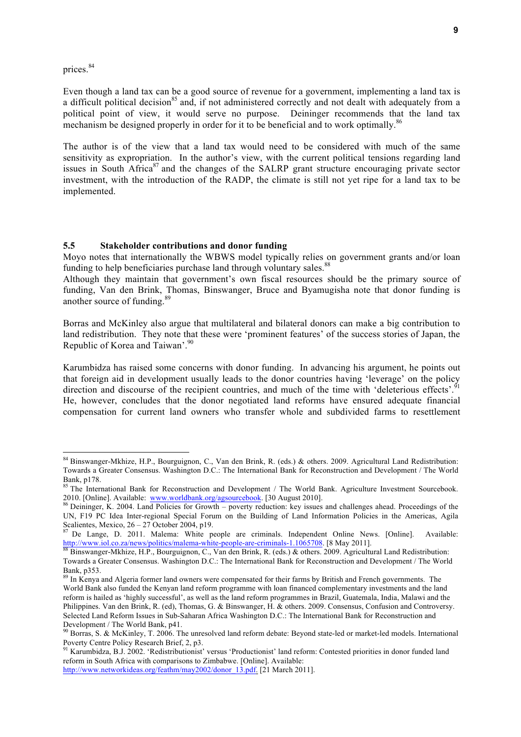prices.[84]

Even though a land tax can be a good source of revenue for a government, implementing a land tax is a difficult political decision[85] and, if not administered correctly and not dealt with adequately from a political point of view, it would serve no purpose. Deininger recommends that the land tax mechanism be designed properly in order for it to be beneficial and to work optimally.[86]

The author is of the view that a land tax would need to be considered with much of the same sensitivity as expropriation. In the author's view, with the current political tensions regarding land issues in South Africa[87] and the changes of the SALRP grant structure encouraging private sector investment, with the introduction of the RADP, the climate is still not yet ripe for a land tax to be implemented.

### 5.5 Stakeholder contributions and donor funding

Moyo notes that internationally the WBWS model typically relies on government grants and/or loan funding to help beneficiaries purchase land through voluntary sales.[88]
Although they maintain that government's own fiscal resources should be the primary source of funding, Van den Brink, Thomas, Binswanger, Bruce and Byamugisha note that donor funding is another source of funding.[89]

Borras and McKinley also argue that multilateral and bilateral donors can make a big contribution to land redistribution. They note that these were 'prominent features' of the success stories of Japan, the Republic of Korea and Taiwan'.[90]

Karumbidza has raised some concerns with donor funding. In advancing his argument, he points out that foreign aid in development usually leads to the donor countries having 'leverage' on the policy direction and discourse of the recipient countries, and much of the time with 'deleterious effects'.[91] He, however, concludes that the donor negotiated land reforms have ensured adequate financial compensation for current land owners who transfer whole and subdivided farms to resettlement

---

[84] Binswanger-Mkhize, H.P., Bourguignon, C., Van den Brink, R. (eds.) & others. 2009. Agricultural Land Redistribution: Towards a Greater Consensus. Washington D.C.: The International Bank for Reconstruction and Development / The World Bank, p178.

[85] The International Bank for Reconstruction and Development / The World Bank. Agriculture Investment Sourcebook. 2010. [Online]. Available: www.worldbank.org/agsourcebook. [30 August 2010].

[86] Deininger, K. 2004. Land Policies for Growth – poverty reduction: key issues and challenges ahead. Proceedings of the UN, F19 PC Idea Inter-regional Special Forum on the Building of Land Information Policies in the Americas, Agila Scalientes, Mexico, 26 – 27 October 2004, p19.

[87] De Lange, D. 2011. Malema: White people are criminals. Independent Online News. [Online]. Available: http://www.iol.co.za/news/politics/malema-white-people-are-criminals-1.1065708. [8 May 2011].

[88] Binswanger-Mkhize, H.P., Bourguignon, C., Van den Brink, R. (eds.) & others. 2009. Agricultural Land Redistribution: Towards a Greater Consensus. Washington D.C.: The International Bank for Reconstruction and Development / The World Bank, p353.

[89] In Kenya and Algeria former land owners were compensated for their farms by British and French governments. The World Bank also funded the Kenyan land reform programme with loan financed complementary investments and the land reform is hailed as 'highly successful', as well as the land reform programmes in Brazil, Guatemala, India, Malawi and the Philippines. Van den Brink, R. (ed), Thomas, G. & Binswanger, H. & others. 2009. Consensus, Confusion and Controversy. Selected Land Reform Issues in Sub-Saharan Africa Washington D.C.: The International Bank for Reconstruction and Development / The World Bank, p41.

[90] Borras, S. & McKinley, T. 2006. The unresolved land reform debate: Beyond state-led or market-led models. International Poverty Centre Policy Research Brief, 2, p3.

[91] Karumbidza, B.J. 2002. 'Redistributionist' versus 'Productionist' land reform: Contested priorities in donor funded land reform in South Africa with comparisons to Zimbabwe. [Online]. Available: http://www.networkideas.org/feathm/may2002/donor_13.pdf. [21 March 2011].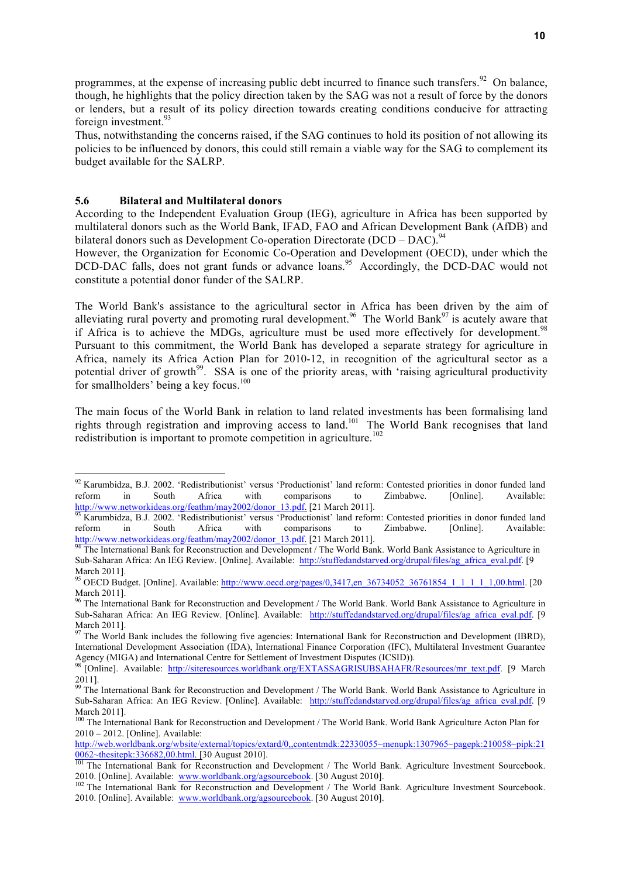programmes, at the expense of increasing public debt incurred to finance such transfers.[92] On balance, though, he highlights that the policy direction taken by the SAG was not a result of force by the donors or lenders, but a result of its policy direction towards creating conditions conducive for attracting foreign investment.[93]

Thus, notwithstanding the concerns raised, if the SAG continues to hold its position of not allowing its policies to be influenced by donors, this could still remain a viable way for the SAG to complement its budget available for the SALRP.

### 5.6 Bilateral and Multilateral donors

According to the Independent Evaluation Group (IEG), agriculture in Africa has been supported by multilateral donors such as the World Bank, IFAD, FAO and African Development Bank (AfDB) and bilateral donors such as Development Co-operation Directorate (DCD – DAC).[94]

However, the Organization for Economic Co-Operation and Development (OECD), under which the DCD-DAC falls, does not grant funds or advance loans.[95] Accordingly, the DCD-DAC would not constitute a potential donor funder of the SALRP.

The World Bank's assistance to the agricultural sector in Africa has been driven by the aim of alleviating rural poverty and promoting rural development.[96] The World Bank[97] is acutely aware that if Africa is to achieve the MDGs, agriculture must be used more effectively for development.[98] Pursuant to this commitment, the World Bank has developed a separate strategy for agriculture in Africa, namely its Africa Action Plan for 2010-12, in recognition of the agricultural sector as a potential driver of growth[99]. SSA is one of the priority areas, with 'raising agricultural productivity for smallholders' being a key focus.[100]

The main focus of the World Bank in relation to land related investments has been formalising land rights through registration and improving access to land.[101] The World Bank recognises that land redistribution is important to promote competition in agriculture.[102]

---

[92] Karumbidza, B.J. 2002. 'Redistributionist' versus 'Productionist' land reform: Contested priorities in donor funded land reform in South Africa with comparisons to Zimbabwe. [Online]. Available: http://www.networkideas.org/feathm/may2002/donor_13.pdf. [21 March 2011].

[93] Karumbidza, B.J. 2002. 'Redistributionist' versus 'Productionist' land reform: Contested priorities in donor funded land reform in South Africa with comparisons to Zimbabwe. [Online]. Available: http://www.networkideas.org/feathm/may2002/donor_13.pdf. [21 March 2011].

[94] The International Bank for Reconstruction and Development / The World Bank. World Bank Assistance to Agriculture in Sub-Saharan Africa: An IEG Review. [Online]. Available: http://stuffedandstarved.org/drupal/files/ag_africa_eval.pdf. [9 March 2011].

[95] OECD Budget. [Online]. Available: http://www.oecd.org/pages/0,3417,en_36734052_36761854_1_1_1_1_1,00.html. [20 March 2011].

[96] The International Bank for Reconstruction and Development / The World Bank. World Bank Assistance to Agriculture in Sub-Saharan Africa: An IEG Review. [Online]. Available: http://stuffedandstarved.org/drupal/files/ag_africa_eval.pdf. [9 March 2011].

[97] The World Bank includes the following five agencies: International Bank for Reconstruction and Development (IBRD), International Development Association (IDA), International Finance Corporation (IFC), Multilateral Investment Guarantee Agency (MIGA) and International Centre for Settlement of Investment Disputes (ICSID)).

[98] [Online]. Available: http://siteresources.worldbank.org/EXTASSAGRISUBSAHAFR/Resources/mr_text.pdf. [9 March 2011].

[99] The International Bank for Reconstruction and Development / The World Bank. World Bank Assistance to Agriculture in Sub-Saharan Africa: An IEG Review. [Online]. Available: http://stuffedandstarved.org/drupal/files/ag_africa_eval.pdf. [9 March 2011].

[100] The International Bank for Reconstruction and Development / The World Bank. World Bank Agriculture Acton Plan for 2010 – 2012. [Online]. Available: http://web.worldbank.org/wbsite/external/topics/extard/0,,contentmdk:22330055~menupk:1307965~pagepk:210058~pipk:210062~thesitepk:336682,00.html. [30 August 2010].

[101] The International Bank for Reconstruction and Development / The World Bank. Agriculture Investment Sourcebook. 2010. [Online]. Available: www.worldbank.org/agsourcebook. [30 August 2010].

[102] The International Bank for Reconstruction and Development / The World Bank. Agriculture Investment Sourcebook. 2010. [Online]. Available: www.worldbank.org/agsourcebook. [30 August 2010].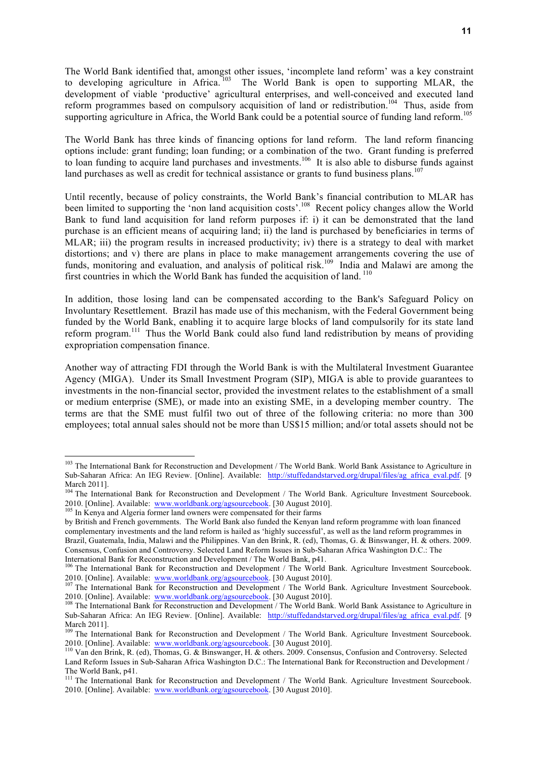The World Bank identified that, amongst other issues, 'incomplete land reform' was a key constraint to developing agriculture in Africa.[103] The World Bank is open to supporting MLAR, the development of viable 'productive' agricultural enterprises, and well-conceived and executed land reform programmes based on compulsory acquisition of land or redistribution.[104] Thus, aside from supporting agriculture in Africa, the World Bank could be a potential source of funding land reform.[105]

The World Bank has three kinds of financing options for land reform. The land reform financing options include: grant funding; loan funding; or a combination of the two. Grant funding is preferred to loan funding to acquire land purchases and investments.[106] It is also able to disburse funds against land purchases as well as credit for technical assistance or grants to fund business plans.[107]

Until recently, because of policy constraints, the World Bank's financial contribution to MLAR has been limited to supporting the 'non land acquisition costs'.[108] Recent policy changes allow the World Bank to fund land acquisition for land reform purposes if: i) it can be demonstrated that the land purchase is an efficient means of acquiring land; ii) the land is purchased by beneficiaries in terms of MLAR; iii) the program results in increased productivity; iv) there is a strategy to deal with market distortions; and v) there are plans in place to make management arrangements covering the use of funds, monitoring and evaluation, and analysis of political risk.[109] India and Malawi are among the first countries in which the World Bank has funded the acquisition of land.[110]

In addition, those losing land can be compensated according to the Bank's Safeguard Policy on Involuntary Resettlement. Brazil has made use of this mechanism, with the Federal Government being funded by the World Bank, enabling it to acquire large blocks of land compulsorily for its state land reform program.[111] Thus the World Bank could also fund land redistribution by means of providing expropriation compensation finance.

Another way of attracting FDI through the World Bank is with the Multilateral Investment Guarantee Agency (MIGA). Under its Small Investment Program (SIP), MIGA is able to provide guarantees to investments in the non-financial sector, provided the investment relates to the establishment of a small or medium enterprise (SME), or made into an existing SME, in a developing member country. The terms are that the SME must fulfil two out of three of the following criteria: no more than 300 employees; total annual sales should not be more than US$15 million; and/or total assets should not be

---

[103] The International Bank for Reconstruction and Development / The World Bank. World Bank Assistance to Agriculture in Sub-Saharan Africa: An IEG Review. [Online]. Available: http://stuffedandstarved.org/drupal/files/ag_africa_eval.pdf. [9 March 2011].

[104] The International Bank for Reconstruction and Development / The World Bank. Agriculture Investment Sourcebook. 2010. [Online]. Available: www.worldbank.org/agsourcebook. [30 August 2010].

[105] In Kenya and Algeria former land owners were compensated for their farms by British and French governments. The World Bank also funded the Kenyan land reform programme with loan financed complementary investments and the land reform is hailed as 'highly successful', as well as the land reform programmes in Brazil, Guatemala, India, Malawi and the Philippines. Van den Brink, R. (ed), Thomas, G. & Binswanger, H. & others. 2009. Consensus, Confusion and Controversy. Selected Land Reform Issues in Sub-Saharan Africa Washington D.C.: The International Bank for Reconstruction and Development / The World Bank, p41.

[106] The International Bank for Reconstruction and Development / The World Bank. Agriculture Investment Sourcebook. 2010. [Online]. Available: www.worldbank.org/agsourcebook. [30 August 2010].

[107] The International Bank for Reconstruction and Development / The World Bank. Agriculture Investment Sourcebook. 2010. [Online]. Available: www.worldbank.org/agsourcebook. [30 August 2010].

[108] The International Bank for Reconstruction and Development / The World Bank. World Bank Assistance to Agriculture in Sub-Saharan Africa: An IEG Review. [Online]. Available: http://stuffedandstarved.org/drupal/files/ag_africa_eval.pdf. [9 March 2011].

[109] The International Bank for Reconstruction and Development / The World Bank. Agriculture Investment Sourcebook. 2010. [Online]. Available: www.worldbank.org/agsourcebook. [30 August 2010].

[110] Van den Brink, R. (ed), Thomas, G. & Binswanger, H. & others. 2009. Consensus, Confusion and Controversy. Selected Land Reform Issues in Sub-Saharan Africa Washington D.C.: The International Bank for Reconstruction and Development / The World Bank, p41.

[111] The International Bank for Reconstruction and Development / The World Bank. Agriculture Investment Sourcebook. 2010. [Online]. Available: www.worldbank.org/agsourcebook. [30 August 2010].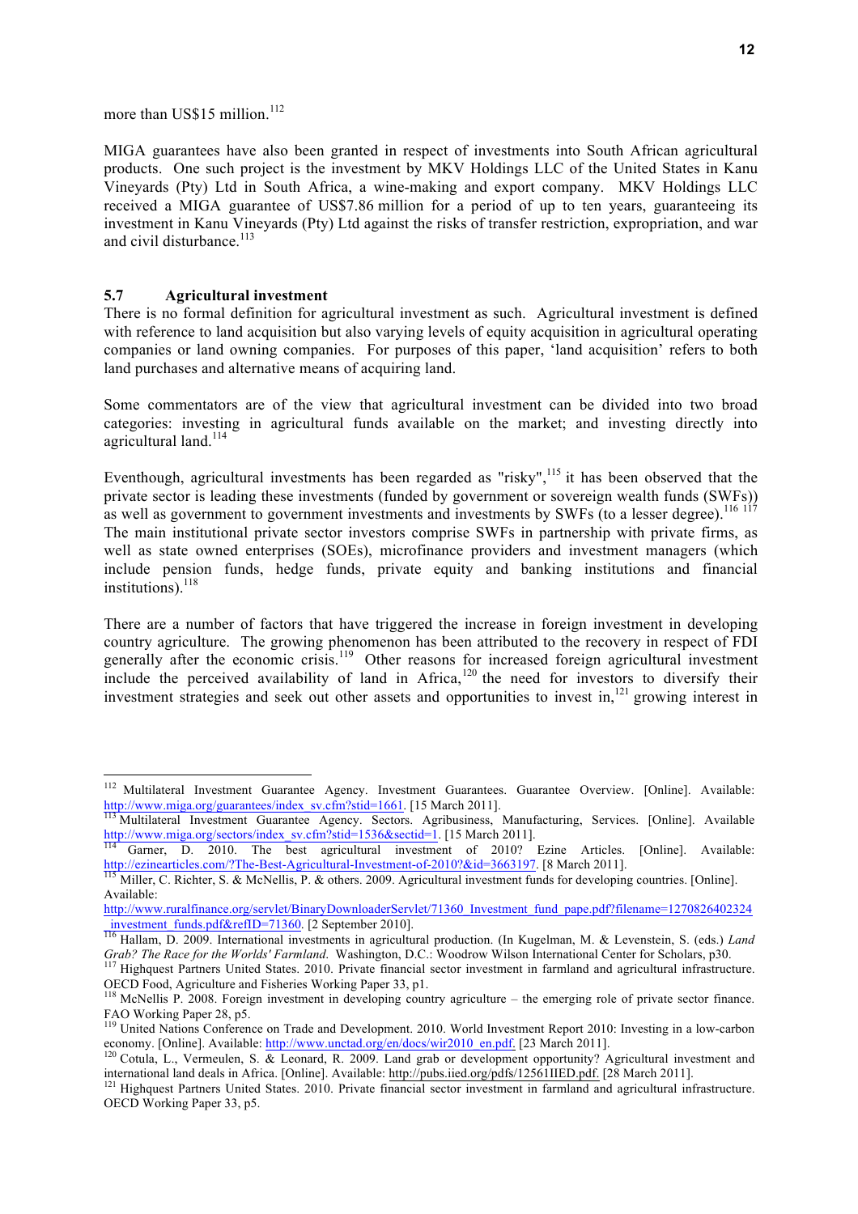more than US$15 million.[112]

MIGA guarantees have also been granted in respect of investments into South African agricultural products. One such project is the investment by MKV Holdings LLC of the United States in Kanu Vineyards (Pty) Ltd in South Africa, a wine-making and export company. MKV Holdings LLC received a MIGA guarantee of US$7.86 million for a period of up to ten years, guaranteeing its investment in Kanu Vineyards (Pty) Ltd against the risks of transfer restriction, expropriation, and war and civil disturbance.[113]

### 5.7 Agricultural investment

There is no formal definition for agricultural investment as such. Agricultural investment is defined with reference to land acquisition but also varying levels of equity acquisition in agricultural operating companies or land owning companies. For purposes of this paper, 'land acquisition' refers to both land purchases and alternative means of acquiring land.

Some commentators are of the view that agricultural investment can be divided into two broad categories: investing in agricultural funds available on the market; and investing directly into agricultural land.[114]

Eventhough, agricultural investments has been regarded as "risky",[115] it has been observed that the private sector is leading these investments (funded by government or sovereign wealth funds (SWFs)) as well as government to government investments and investments by SWFs (to a lesser degree).[116] [117] The main institutional private sector investors comprise SWFs in partnership with private firms, as well as state owned enterprises (SOEs), microfinance providers and investment managers (which include pension funds, hedge funds, private equity and banking institutions and financial institutions).[118]

There are a number of factors that have triggered the increase in foreign investment in developing country agriculture. The growing phenomenon has been attributed to the recovery in respect of FDI generally after the economic crisis.[119] Other reasons for increased foreign agricultural investment include the perceived availability of land in Africa,[120] the need for investors to diversify their investment strategies and seek out other assets and opportunities to invest in,[121] growing interest in

---

[112] Multilateral Investment Guarantee Agency. Investment Guarantees. Guarantee Overview. [Online]. Available: http://www.miga.org/guarantees/index_sv.cfm?stid=1661. [15 March 2011].

[113] Multilateral Investment Guarantee Agency. Sectors. Agribusiness, Manufacturing, Services. [Online]. Available http://www.miga.org/sectors/index_sv.cfm?stid=1536&sectid=1. [15 March 2011].

[114] Garner, D. 2010. The best agricultural investment of 2010? Ezine Articles. [Online]. Available: http://ezinearticles.com/?The-Best-Agricultural-Investment-of-2010?&id=3663197. [8 March 2011].

[115] Miller, C. Richter, S. & McNellis, P. & others. 2009. Agricultural investment funds for developing countries. [Online]. Available: http://www.ruralfinance.org/servlet/BinaryDownloaderServlet/71360_Investment_fund_pape.pdf?filename=1270826402324_investment_funds.pdf&refID=71360. [2 September 2010].

[116] Hallam, D. 2009. International investments in agricultural production. (In Kugelman, M. & Levenstein, S. (eds.) *Land Grab? The Race for the Worlds' Farmland*. Washington, D.C.: Woodrow Wilson International Center for Scholars, p30.

[117] Highquest Partners United States. 2010. Private financial sector investment in farmland and agricultural infrastructure. OECD Food, Agriculture and Fisheries Working Paper 33, p1.

[118] McNellis P. 2008. Foreign investment in developing country agriculture – the emerging role of private sector finance. FAO Working Paper 28, p5.

[119] United Nations Conference on Trade and Development. 2010. World Investment Report 2010: Investing in a low-carbon economy. [Online]. Available: http://www.unctad.org/en/docs/wir2010_en.pdf. [23 March 2011].

[120] Cotula, L., Vermeulen, S. & Leonard, R. 2009. Land grab or development opportunity? Agricultural investment and international land deals in Africa. [Online]. Available: http://pubs.iied.org/pdfs/12561IIED.pdf. [28 March 2011].

[121] Highquest Partners United States. 2010. Private financial sector investment in farmland and agricultural infrastructure. OECD Working Paper 33, p5.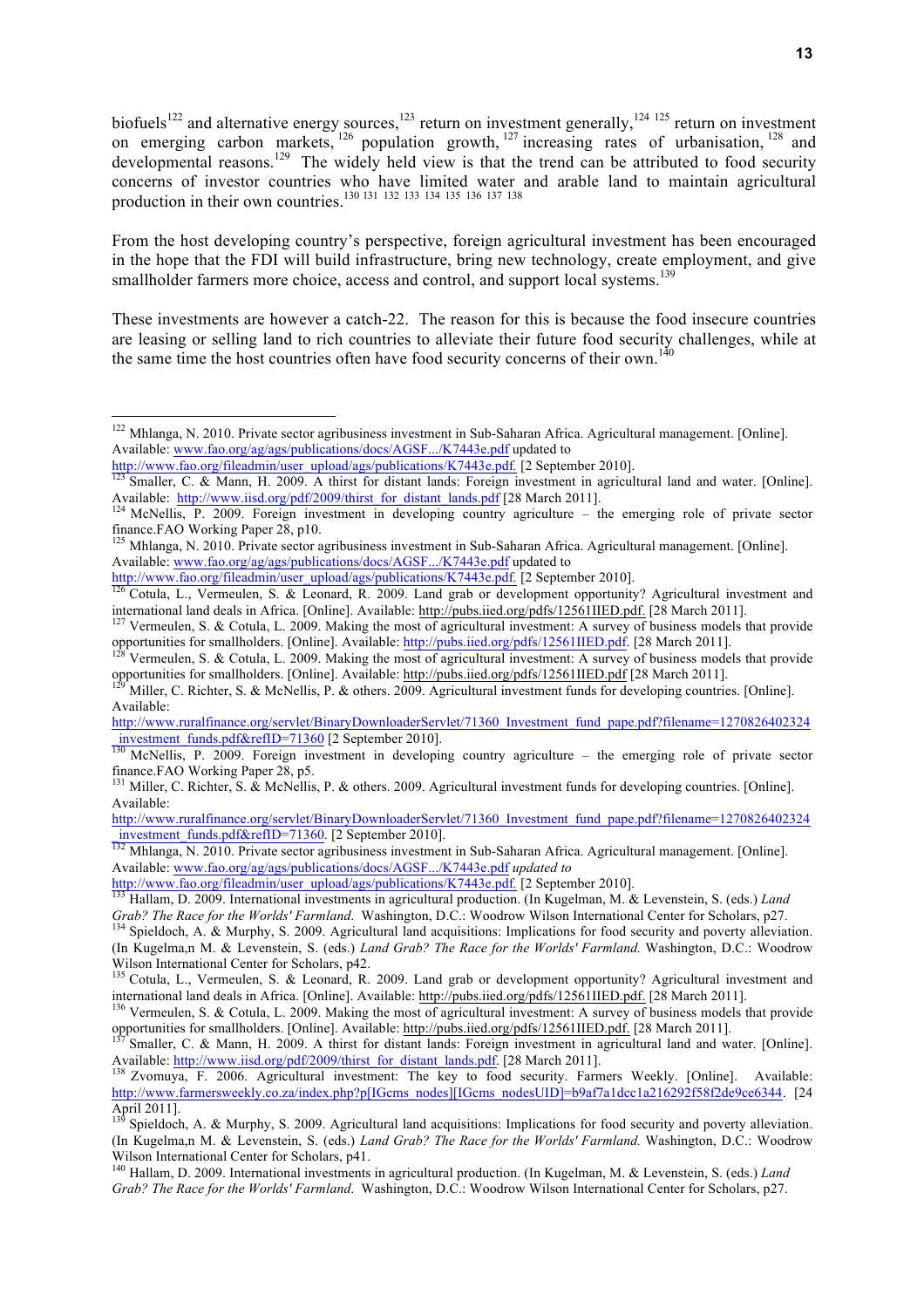biofuels[122] and alternative energy sources,[123] return on investment generally,[124] [125] return on investment on emerging carbon markets,[126] population growth,[127] increasing rates of urbanisation,[128] and developmental reasons.[129] The widely held view is that the trend can be attributed to food security concerns of investor countries who have limited water and arable land to maintain agricultural production in their own countries.[130] [131] [132] [133] [134] [135] [136] [137] [138]

From the host developing country's perspective, foreign agricultural investment has been encouraged in the hope that the FDI will build infrastructure, bring new technology, create employment, and give smallholder farmers more choice, access and control, and support local systems.[139]

These investments are however a catch-22. The reason for this is because the food insecure countries are leasing or selling land to rich countries to alleviate their future food security challenges, while at the same time the host countries often have food security concerns of their own.[140]

---

[122] Mhlanga, N. 2010. Private sector agribusiness investment in Sub-Saharan Africa. Agricultural management. [Online]. Available: www.fao.org/ag/ags/publications/docs/AGSF.../K7443e.pdf updated to http://www.fao.org/fileadmin/user_upload/ags/publications/K7443e.pdf. [2 September 2010].

[123] Smaller, C. & Mann, H. 2009. A thirst for distant lands: Foreign investment in agricultural land and water. [Online]. Available: http://www.iisd.org/pdf/2009/thirst_for_distant_lands.pdf [28 March 2011].

[124] McNellis, P. 2009. Foreign investment in developing country agriculture – the emerging role of private sector finance.FAO Working Paper 28, p10.

[125] Mhlanga, N. 2010. Private sector agribusiness investment in Sub-Saharan Africa. Agricultural management. [Online]. Available: www.fao.org/ag/ags/publications/docs/AGSF.../K7443e.pdf updated to http://www.fao.org/fileadmin/user_upload/ags/publications/K7443e.pdf. [2 September 2010].

[126] Cotula, L., Vermeulen, S. & Leonard, R. 2009. Land grab or development opportunity? Agricultural investment and international land deals in Africa. [Online]. Available: http://pubs.iied.org/pdfs/12561IIED.pdf. [28 March 2011].

[127] Vermeulen, S. & Cotula, L. 2009. Making the most of agricultural investment: A survey of business models that provide opportunities for smallholders. [Online]. Available: http://pubs.iied.org/pdfs/12561IIED.pdf. [28 March 2011].

[128] Vermeulen, S. & Cotula, L. 2009. Making the most of agricultural investment: A survey of business models that provide opportunities for smallholders. [Online]. Available: http://pubs.iied.org/pdfs/12561IIED.pdf [28 March 2011].

[129] Miller, C. Richter, S. & McNellis, P. & others. 2009. Agricultural investment funds for developing countries. [Online]. Available: http://www.ruralfinance.org/servlet/BinaryDownloaderServlet/71360_Investment_fund_pape.pdf?filename=1270826402324_investment_funds.pdf&refID=71360 [2 September 2010].

[130] McNellis, P. 2009. Foreign investment in developing country agriculture – the emerging role of private sector finance.FAO Working Paper 28, p5.

[131] Miller, C. Richter, S. & McNellis, P. & others. 2009. Agricultural investment funds for developing countries. [Online]. Available: http://www.ruralfinance.org/servlet/BinaryDownloaderServlet/71360_Investment_fund_pape.pdf?filename=1270826402324_investment_funds.pdf&refID=71360. [2 September 2010].

[132] Mhlanga, N. 2010. Private sector agribusiness investment in Sub-Saharan Africa. Agricultural management. [Online]. Available: www.fao.org/ag/ags/publications/docs/AGSF.../K7443e.pdf *updated to* http://www.fao.org/fileadmin/user_upload/ags/publications/K7443e.pdf. [2 September 2010].

[133] Hallam, D. 2009. International investments in agricultural production. (In Kugelman, M. & Levenstein, S. (eds.) *Land Grab? The Race for the Worlds' Farmland*. Washington, D.C.: Woodrow Wilson International Center for Scholars, p27.

[134] Spieldoch, A. & Murphy, S. 2009. Agricultural land acquisitions: Implications for food security and poverty alleviation. (In Kugelma,n M. & Levenstein, S. (eds.) *Land Grab? The Race for the Worlds' Farmland.* Washington, D.C.: Woodrow Wilson International Center for Scholars, p42.

[135] Cotula, L., Vermeulen, S. & Leonard, R. 2009. Land grab or development opportunity? Agricultural investment and international land deals in Africa. [Online]. Available: http://pubs.iied.org/pdfs/12561IIED.pdf. [28 March 2011].

[136] Vermeulen, S. & Cotula, L. 2009. Making the most of agricultural investment: A survey of business models that provide opportunities for smallholders. [Online]. Available: http://pubs.iied.org/pdfs/12561IIED.pdf. [28 March 2011].

[137] Smaller, C. & Mann, H. 2009. A thirst for distant lands: Foreign investment in agricultural land and water. [Online]. Available: http://www.iisd.org/pdf/2009/thirst_for_distant_lands.pdf. [28 March 2011].

[138] Zvomuya, F. 2006. Agricultural investment: The key to food security. Farmers Weekly. [Online]. Available: http://www.farmersweekly.co.za/index.php?p[IGcms_nodes][IGcms_nodesUID]=b9af7a1dcc1a216292f58f2de9ce6344. [24 April 2011].

[139] Spieldoch, A. & Murphy, S. 2009. Agricultural land acquisitions: Implications for food security and poverty alleviation. (In Kugelma,n M. & Levenstein, S. (eds.) *Land Grab? The Race for the Worlds' Farmland.* Washington, D.C.: Woodrow Wilson International Center for Scholars, p41.

[140] Hallam, D. 2009. International investments in agricultural production. (In Kugelman, M. & Levenstein, S. (eds.) *Land Grab? The Race for the Worlds' Farmland*. Washington, D.C.: Woodrow Wilson International Center for Scholars, p27.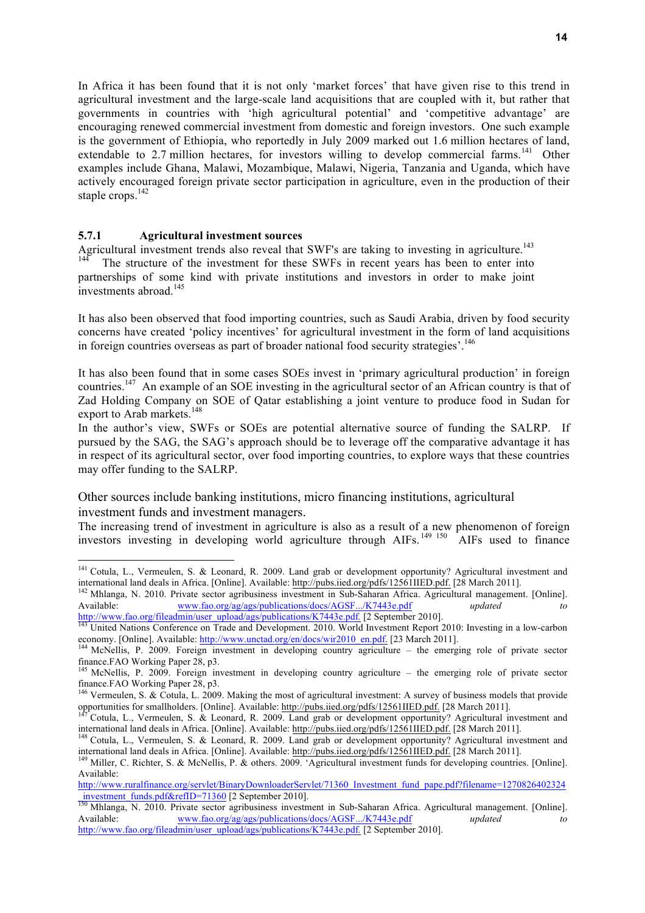In Africa it has been found that it is not only 'market forces' that have given rise to this trend in agricultural investment and the large-scale land acquisitions that are coupled with it, but rather that governments in countries with 'high agricultural potential' and 'competitive advantage' are encouraging renewed commercial investment from domestic and foreign investors. One such example is the government of Ethiopia, who reportedly in July 2009 marked out 1.6 million hectares of land, extendable to 2.7 million hectares, for investors willing to develop commercial farms.[141] Other examples include Ghana, Malawi, Mozambique, Malawi, Nigeria, Tanzania and Uganda, which have actively encouraged foreign private sector participation in agriculture, even in the production of their staple crops.[142]

### 5.7.1 Agricultural investment sources

Agricultural investment trends also reveal that SWF's are taking to investing in agriculture.[143] [144] The structure of the investment for these SWFs in recent years has been to enter into partnerships of some kind with private institutions and investors in order to make joint investments abroad.[145]

It has also been observed that food importing countries, such as Saudi Arabia, driven by food security concerns have created 'policy incentives' for agricultural investment in the form of land acquisitions in foreign countries overseas as part of broader national food security strategies'.[146]

It has also been found that in some cases SOEs invest in 'primary agricultural production' in foreign countries.[147] An example of an SOE investing in the agricultural sector of an African country is that of Zad Holding Company on SOE of Qatar establishing a joint venture to produce food in Sudan for export to Arab markets.[148]

In the author's view, SWFs or SOEs are potential alternative source of funding the SALRP. If pursued by the SAG, the SAG's approach should be to leverage off the comparative advantage it has in respect of its agricultural sector, over food importing countries, to explore ways that these countries may offer funding to the SALRP.

Other sources include banking institutions, micro financing institutions, agricultural investment funds and investment managers.

The increasing trend of investment in agriculture is also as a result of a new phenomenon of foreign investors investing in developing world agriculture through AIFs.[149] [150] AIFs used to finance

---

[141] Cotula, L., Vermeulen, S. & Leonard, R. 2009. Land grab or development opportunity? Agricultural investment and international land deals in Africa. [Online]. Available: http://pubs.iied.org/pdfs/12561IIED.pdf. [28 March 2011].

[142] Mhlanga, N. 2010. Private sector agribusiness investment in Sub-Saharan Africa. Agricultural management. [Online]. Available: www.fao.org/ag/ags/publications/docs/AGSF.../K7443e.pdf *updated to* http://www.fao.org/fileadmin/user_upload/ags/publications/K7443e.pdf. [2 September 2010].

[143] United Nations Conference on Trade and Development. 2010. World Investment Report 2010: Investing in a low-carbon economy. [Online]. Available: http://www.unctad.org/en/docs/wir2010_en.pdf. [23 March 2011].

[144] McNellis, P. 2009. Foreign investment in developing country agriculture – the emerging role of private sector finance.FAO Working Paper 28, p3.

[145] McNellis, P. 2009. Foreign investment in developing country agriculture – the emerging role of private sector finance.FAO Working Paper 28, p3.

[146] Vermeulen, S. & Cotula, L. 2009. Making the most of agricultural investment: A survey of business models that provide opportunities for smallholders. [Online]. Available: http://pubs.iied.org/pdfs/12561IIED.pdf. [28 March 2011].

[147] Cotula, L., Vermeulen, S. & Leonard, R. 2009. Land grab or development opportunity? Agricultural investment and international land deals in Africa. [Online]. Available: http://pubs.iied.org/pdfs/12561IIED.pdf. [28 March 2011].

[148] Cotula, L., Vermeulen, S. & Leonard, R. 2009. Land grab or development opportunity? Agricultural investment and international land deals in Africa. [Online]. Available: http://pubs.iied.org/pdfs/12561IIED.pdf. [28 March 2011].

[149] Miller, C. Richter, S. & McNellis, P. & others. 2009. 'Agricultural investment funds for developing countries. [Online]. Available: http://www.ruralfinance.org/servlet/BinaryDownloaderServlet/71360_Investment_fund_pape.pdf?filename=1270826402324_investment_funds.pdf&refID=71360 [2 September 2010].

[150] Mhlanga, N. 2010. Private sector agribusiness investment in Sub-Saharan Africa. Agricultural management. [Online]. Available: www.fao.org/ag/ags/publications/docs/AGSF.../K7443e.pdf *updated to* http://www.fao.org/fileadmin/user_upload/ags/publications/K7443e.pdf. [2 September 2010].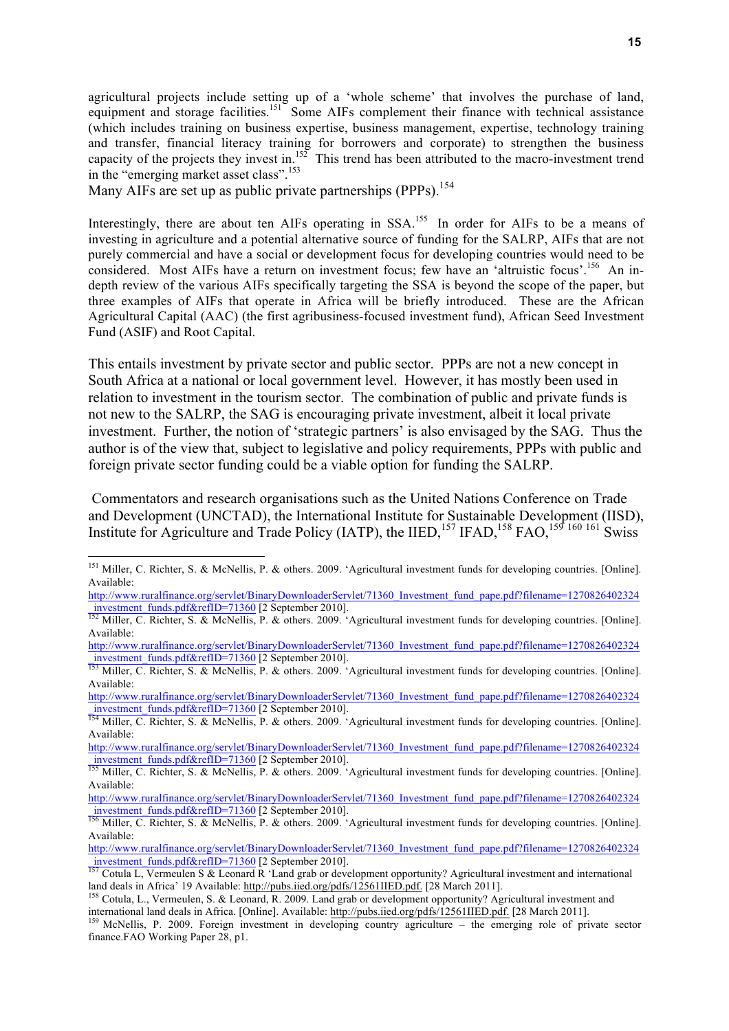agricultural projects include setting up of a 'whole scheme' that involves the purchase of land, equipment and storage facilities.[151] Some AIFs complement their finance with technical assistance (which includes training on business expertise, business management, expertise, technology training and transfer, financial literacy training for borrowers and corporate) to strengthen the business capacity of the projects they invest in.[152] This trend has been attributed to the macro-investment trend in the "emerging market asset class".[153]

Many AIFs are set up as public private partnerships (PPPs).[154]

Interestingly, there are about ten AIFs operating in SSA.[155] In order for AIFs to be a means of investing in agriculture and a potential alternative source of funding for the SALRP, AIFs that are not purely commercial and have a social or development focus for developing countries would need to be considered. Most AIFs have a return on investment focus; few have an 'altruistic focus'.[156] An in-depth review of the various AIFs specifically targeting the SSA is beyond the scope of the paper, but three examples of AIFs that operate in Africa will be briefly introduced. These are the African Agricultural Capital (AAC) (the first agribusiness-focused investment fund), African Seed Investment Fund (ASIF) and Root Capital.

This entails investment by private sector and public sector. PPPs are not a new concept in South Africa at a national or local government level. However, it has mostly been used in relation to investment in the tourism sector. The combination of public and private funds is not new to the SALRP, the SAG is encouraging private investment, albeit it local private investment. Further, the notion of 'strategic partners' is also envisaged by the SAG. Thus the author is of the view that, subject to legislative and policy requirements, PPPs with public and foreign private sector funding could be a viable option for funding the SALRP.

Commentators and research organisations such as the United Nations Conference on Trade and Development (UNCTAD), the International Institute for Sustainable Development (IISD), Institute for Agriculture and Trade Policy (IATP), the IIED,[157] IFAD,[158] FAO,[159 160 161] Swiss

---

[151] Miller, C. Richter, S. & McNellis, P. & others. 2009. 'Agricultural investment funds for developing countries. [Online]. Available: http://www.ruralfinance.org/servlet/BinaryDownloaderServlet/71360_Investment_fund_pape.pdf?filename=1270826402324_investment_funds.pdf&refID=71360 [2 September 2010].

[152] Miller, C. Richter, S. & McNellis, P. & others. 2009. 'Agricultural investment funds for developing countries. [Online]. Available: http://www.ruralfinance.org/servlet/BinaryDownloaderServlet/71360_Investment_fund_pape.pdf?filename=1270826402324_investment_funds.pdf&refID=71360 [2 September 2010].

[153] Miller, C. Richter, S. & McNellis, P. & others. 2009. 'Agricultural investment funds for developing countries. [Online]. Available: http://www.ruralfinance.org/servlet/BinaryDownloaderServlet/71360_Investment_fund_pape.pdf?filename=1270826402324_investment_funds.pdf&refID=71360 [2 September 2010].

[154] Miller, C. Richter, S. & McNellis, P. & others. 2009. 'Agricultural investment funds for developing countries. [Online]. Available: http://www.ruralfinance.org/servlet/BinaryDownloaderServlet/71360_Investment_fund_pape.pdf?filename=1270826402324_investment_funds.pdf&refID=71360 [2 September 2010].

[155] Miller, C. Richter, S. & McNellis, P. & others. 2009. 'Agricultural investment funds for developing countries. [Online]. Available: http://www.ruralfinance.org/servlet/BinaryDownloaderServlet/71360_Investment_fund_pape.pdf?filename=1270826402324_investment_funds.pdf&refID=71360 [2 September 2010].

[156] Miller, C. Richter, S. & McNellis, P. & others. 2009. 'Agricultural investment funds for developing countries. [Online]. Available: http://www.ruralfinance.org/servlet/BinaryDownloaderServlet/71360_Investment_fund_pape.pdf?filename=1270826402324_investment_funds.pdf&refID=71360 [2 September 2010].

[157] Cotula L, Vermeulen S & Leonard R 'Land grab or development opportunity? Agricultural investment and international land deals in Africa' 19 Available: http://pubs.iied.org/pdfs/12561IIED.pdf. [28 March 2011].

[158] Cotula, L., Vermeulen, S. & Leonard, R. 2009. Land grab or development opportunity? Agricultural investment and international land deals in Africa. [Online]. Available: http://pubs.iied.org/pdfs/12561IIED.pdf. [28 March 2011].

[159] McNellis, P. 2009. Foreign investment in developing country agriculture – the emerging role of private sector finance.FAO Working Paper 28, p1.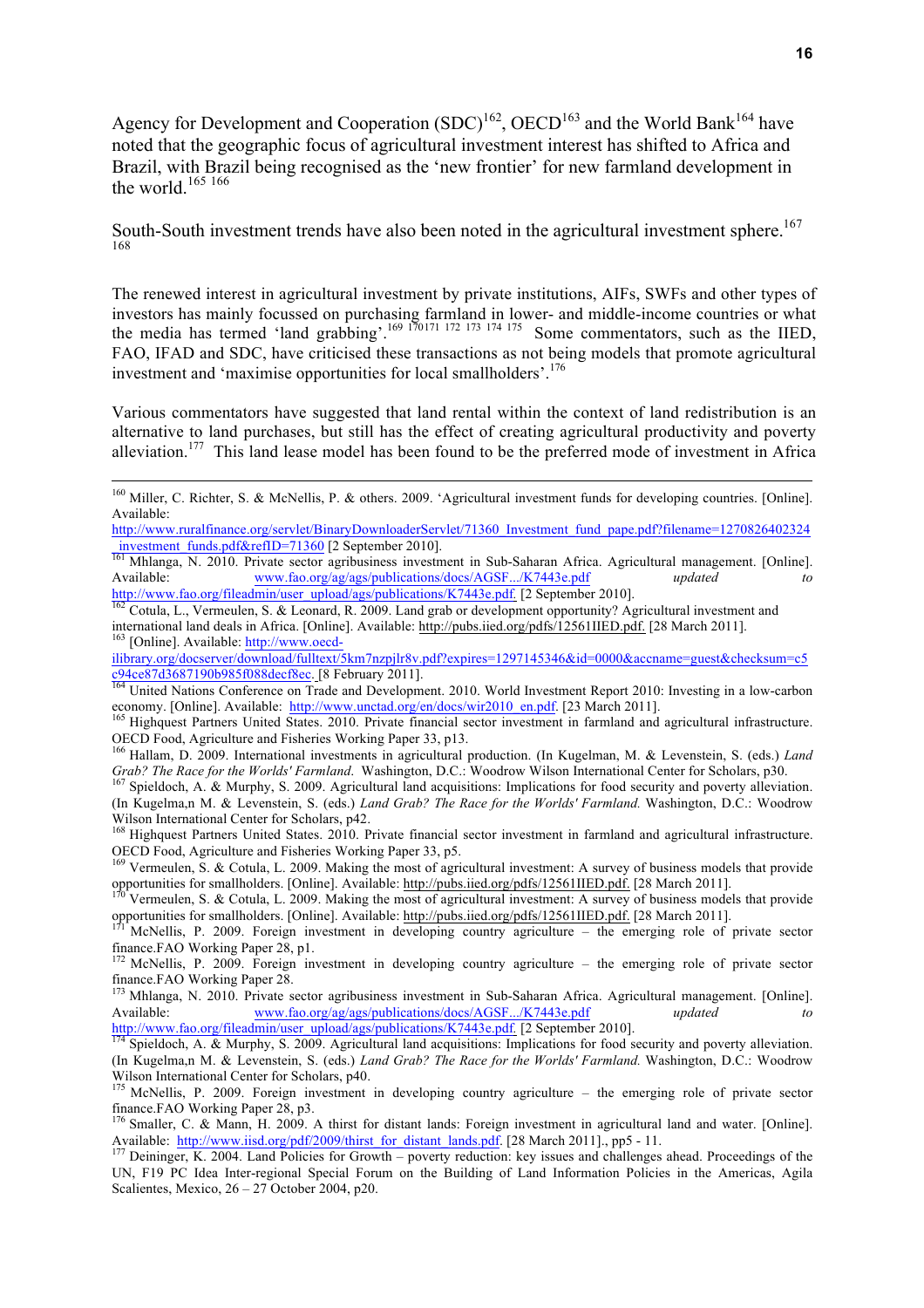Agency for Development and Cooperation (SDC)[162], OECD[163] and the World Bank[164] have noted that the geographic focus of agricultural investment interest has shifted to Africa and Brazil, with Brazil being recognised as the 'new frontier' for new farmland development in the world.[165] [166]

South-South investment trends have also been noted in the agricultural investment sphere.[167] [168]

The renewed interest in agricultural investment by private institutions, AIFs, SWFs and other types of investors has mainly focussed on purchasing farmland in lower- and middle-income countries or what the media has termed 'land grabbing'.[169] [170][171] [172] [173] [174] [175] Some commentators, such as the IIED, FAO, IFAD and SDC, have criticised these transactions as not being models that promote agricultural investment and 'maximise opportunities for local smallholders'.[176]

Various commentators have suggested that land rental within the context of land redistribution is an alternative to land purchases, but still has the effect of creating agricultural productivity and poverty alleviation.[177] This land lease model has been found to be the preferred mode of investment in Africa

---

[160] Miller, C. Richter, S. & McNellis, P. & others. 2009. 'Agricultural investment funds for developing countries. [Online]. Available: http://www.ruralfinance.org/servlet/BinaryDownloaderServlet/71360_Investment_fund_pape.pdf?filename=1270826402324_investment_funds.pdf&refID=71360 [2 September 2010].

[161] Mhlanga, N. 2010. Private sector agribusiness investment in Sub-Saharan Africa. Agricultural management. [Online]. Available: www.fao.org/ag/ags/publications/docs/AGSF.../K7443e.pdf *updated to* http://www.fao.org/fileadmin/user_upload/ags/publications/K7443e.pdf [2 September 2010].

[162] Cotula, L., Vermeulen, S. & Leonard, R. 2009. Land grab or development opportunity? Agricultural investment and international land deals in Africa. [Online]. Available: http://pubs.iied.org/pdfs/12561IIED.pdf. [28 March 2011].

[163] [Online]. Available: http://www.oecd-ilibrary.org/docserver/download/fulltext/5km7nzpjlr8v.pdf?expires=1297145346&id=0000&accname=guest&checksum=c5c94ce87d3687190b985f088decf8ec. [8 February 2011].

[164] United Nations Conference on Trade and Development. 2010. World Investment Report 2010: Investing in a low-carbon economy. [Online]. Available: http://www.unctad.org/en/docs/wir2010_en.pdf. [23 March 2011].

[165] Highquest Partners United States. 2010. Private financial sector investment in farmland and agricultural infrastructure. OECD Food, Agriculture and Fisheries Working Paper 33, p13.

[166] Hallam, D. 2009. International investments in agricultural production. (In Kugelman, M. & Levenstein, S. (eds.) *Land Grab? The Race for the Worlds' Farmland*. Washington, D.C.: Woodrow Wilson International Center for Scholars, p30.

[167] Spieldoch, A. & Murphy, S. 2009. Agricultural land acquisitions: Implications for food security and poverty alleviation. (In Kugelma,n M. & Levenstein, S. (eds.) *Land Grab? The Race for the Worlds' Farmland.* Washington, D.C.: Woodrow Wilson International Center for Scholars, p42.

[168] Highquest Partners United States. 2010. Private financial sector investment in farmland and agricultural infrastructure. OECD Food, Agriculture and Fisheries Working Paper 33, p5.

[169] Vermeulen, S. & Cotula, L. 2009. Making the most of agricultural investment: A survey of business models that provide opportunities for smallholders. [Online]. Available: http://pubs.iied.org/pdfs/12561IIED.pdf. [28 March 2011].

[170] Vermeulen, S. & Cotula, L. 2009. Making the most of agricultural investment: A survey of business models that provide opportunities for smallholders. [Online]. Available: http://pubs.iied.org/pdfs/12561IIED.pdf. [28 March 2011].

[171] McNellis, P. 2009. Foreign investment in developing country agriculture – the emerging role of private sector finance.FAO Working Paper 28, p1.

[172] McNellis, P. 2009. Foreign investment in developing country agriculture – the emerging role of private sector finance.FAO Working Paper 28.

[173] Mhlanga, N. 2010. Private sector agribusiness investment in Sub-Saharan Africa. Agricultural management. [Online]. Available: www.fao.org/ag/ags/publications/docs/AGSF.../K7443e.pdf *updated to* http://www.fao.org/fileadmin/user_upload/ags/publications/K7443e.pdf [2 September 2010].

[174] Spieldoch, A. & Murphy, S. 2009. Agricultural land acquisitions: Implications for food security and poverty alleviation. (In Kugelma,n M. & Levenstein, S. (eds.) *Land Grab? The Race for the Worlds' Farmland.* Washington, D.C.: Woodrow Wilson International Center for Scholars, p40.

[175] McNellis, P. 2009. Foreign investment in developing country agriculture – the emerging role of private sector finance.FAO Working Paper 28, p3.

[176] Smaller, C. & Mann, H. 2009. A thirst for distant lands: Foreign investment in agricultural land and water. [Online]. Available: http://www.iisd.org/pdf/2009/thirst_for_distant_lands.pdf. [28 March 2011]., pp5 - 11.

[177] Deininger, K. 2004. Land Policies for Growth – poverty reduction: key issues and challenges ahead. Proceedings of the UN, F19 PC Idea Inter-regional Special Forum on the Building of Land Information Policies in the Americas, Agila Scalientes, Mexico, 26 – 27 October 2004, p20.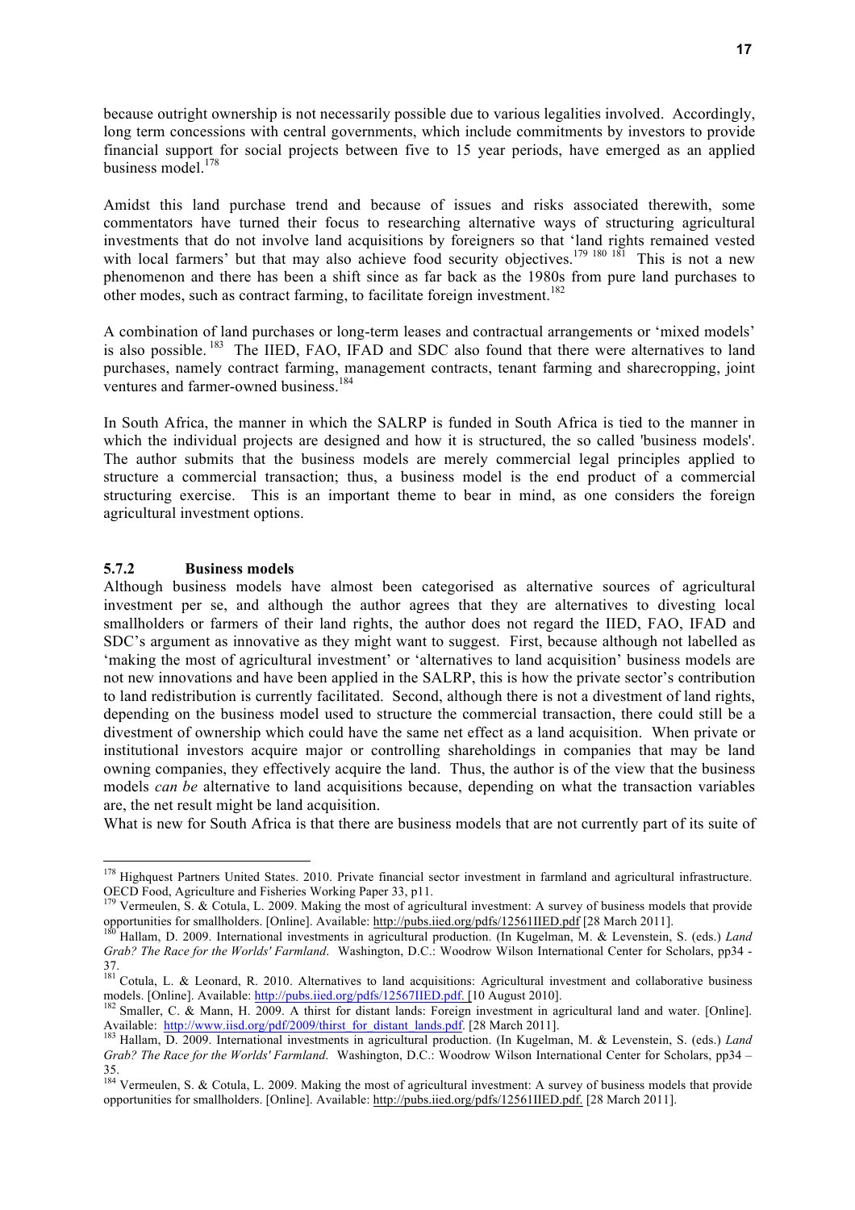because outright ownership is not necessarily possible due to various legalities involved. Accordingly, long term concessions with central governments, which include commitments by investors to provide financial support for social projects between five to 15 year periods, have emerged as an applied business model.[178]

Amidst this land purchase trend and because of issues and risks associated therewith, some commentators have turned their focus to researching alternative ways of structuring agricultural investments that do not involve land acquisitions by foreigners so that 'land rights remained vested with local farmers' but that may also achieve food security objectives.[179] [180] [181] This is not a new phenomenon and there has been a shift since as far back as the 1980s from pure land purchases to other modes, such as contract farming, to facilitate foreign investment.[182]

A combination of land purchases or long-term leases and contractual arrangements or 'mixed models' is also possible.[183] The IIED, FAO, IFAD and SDC also found that there were alternatives to land purchases, namely contract farming, management contracts, tenant farming and sharecropping, joint ventures and farmer-owned business.[184]

In South Africa, the manner in which the SALRP is funded in South Africa is tied to the manner in which the individual projects are designed and how it is structured, the so called 'business models'. The author submits that the business models are merely commercial legal principles applied to structure a commercial transaction; thus, a business model is the end product of a commercial structuring exercise. This is an important theme to bear in mind, as one considers the foreign agricultural investment options.

### 5.7.2 Business models

Although business models have almost been categorised as alternative sources of agricultural investment per se, and although the author agrees that they are alternatives to divesting local smallholders or farmers of their land rights, the author does not regard the IIED, FAO, IFAD and SDC's argument as innovative as they might want to suggest. First, because although not labelled as 'making the most of agricultural investment' or 'alternatives to land acquisition' business models are not new innovations and have been applied in the SALRP, this is how the private sector's contribution to land redistribution is currently facilitated. Second, although there is not a divestment of land rights, depending on the business model used to structure the commercial transaction, there could still be a divestment of ownership which could have the same net effect as a land acquisition. When private or institutional investors acquire major or controlling shareholdings in companies that may be land owning companies, they effectively acquire the land. Thus, the author is of the view that the business models *can be* alternative to land acquisitions because, depending on what the transaction variables are, the net result might be land acquisition.

What is new for South Africa is that there are business models that are not currently part of its suite of

---

[178] Highquest Partners United States. 2010. Private financial sector investment in farmland and agricultural infrastructure. OECD Food, Agriculture and Fisheries Working Paper 33, p11.

[179] Vermeulen, S. & Cotula, L. 2009. Making the most of agricultural investment: A survey of business models that provide opportunities for smallholders. [Online]. Available: http://pubs.iied.org/pdfs/12561IIED.pdf [28 March 2011].

[180] Hallam, D. 2009. International investments in agricultural production. (In Kugelman, M. & Levenstein, S. (eds.) *Land Grab? The Race for the Worlds' Farmland*. Washington, D.C.: Woodrow Wilson International Center for Scholars, pp34 - 37.

[181] Cotula, L. & Leonard, R. 2010. Alternatives to land acquisitions: Agricultural investment and collaborative business models. [Online]. Available: http://pubs.iied.org/pdfs/12567IIED.pdf. [10 August 2010].

[182] Smaller, C. & Mann, H. 2009. A thirst for distant lands: Foreign investment in agricultural land and water. [Online]. Available: http://www.iisd.org/pdf/2009/thirst_for_distant_lands.pdf. [28 March 2011].

[183] Hallam, D. 2009. International investments in agricultural production. (In Kugelman, M. & Levenstein, S. (eds.) *Land Grab? The Race for the Worlds' Farmland*. Washington, D.C.: Woodrow Wilson International Center for Scholars, pp34 – 35.

[184] Vermeulen, S. & Cotula, L. 2009. Making the most of agricultural investment: A survey of business models that provide opportunities for smallholders. [Online]. Available: http://pubs.iied.org/pdfs/12561IIED.pdf. [28 March 2011].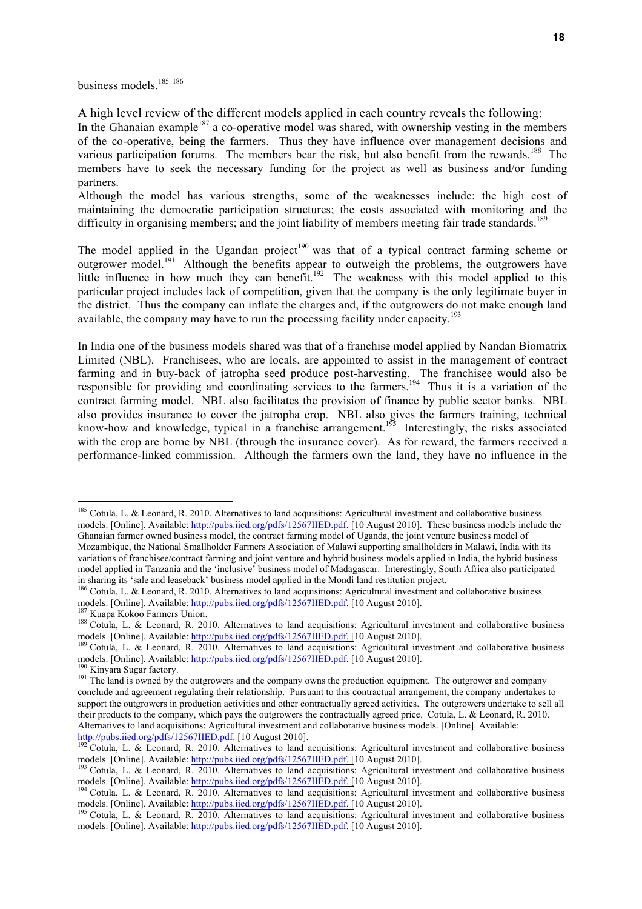business models.[185] [186]

A high level review of the different models applied in each country reveals the following:
In the Ghanaian example[187] a co-operative model was shared, with ownership vesting in the members of the co-operative, being the farmers. Thus they have influence over management decisions and various participation forums. The members bear the risk, but also benefit from the rewards.[188] The members have to seek the necessary funding for the project as well as business and/or funding partners.
Although the model has various strengths, some of the weaknesses include: the high cost of maintaining the democratic participation structures; the costs associated with monitoring and the difficulty in organising members; and the joint liability of members meeting fair trade standards.[189]

The model applied in the Ugandan project[190] was that of a typical contract farming scheme or outgrower model.[191] Although the benefits appear to outweigh the problems, the outgrowers have little influence in how much they can benefit.[192] The weakness with this model applied to this particular project includes lack of competition, given that the company is the only legitimate buyer in the district. Thus the company can inflate the charges and, if the outgrowers do not make enough land available, the company may have to run the processing facility under capacity.[193]

In India one of the business models shared was that of a franchise model applied by Nandan Biomatrix Limited (NBL). Franchisees, who are locals, are appointed to assist in the management of contract farming and in buy-back of jatropha seed produce post-harvesting. The franchisee would also be responsible for providing and coordinating services to the farmers.[194] Thus it is a variation of the contract farming model. NBL also facilitates the provision of finance by public sector banks. NBL also provides insurance to cover the jatropha crop. NBL also gives the farmers training, technical know-how and knowledge, typical in a franchise arrangement.[195] Interestingly, the risks associated with the crop are borne by NBL (through the insurance cover). As for reward, the farmers received a performance-linked commission. Although the farmers own the land, they have no influence in the

---

[185] Cotula, L. & Leonard, R. 2010. Alternatives to land acquisitions: Agricultural investment and collaborative business models. [Online]. Available: http://pubs.iied.org/pdfs/12567IIED.pdf. [10 August 2010]. These business models include the Ghanaian farmer owned business model, the contract farming model of Uganda, the joint venture business model of Mozambique, the National Smallholder Farmers Association of Malawi supporting smallholders in Malawi, India with its variations of franchisee/contract farming and joint venture and hybrid business models applied in India, the hybrid business model applied in Tanzania and the 'inclusive' business model of Madagascar. Interestingly, South Africa also participated in sharing its 'sale and leaseback' business model applied in the Mondi land restitution project.

[186] Cotula, L. & Leonard, R. 2010. Alternatives to land acquisitions: Agricultural investment and collaborative business models. [Online]. Available: http://pubs.iied.org/pdfs/12567IIED.pdf. [10 August 2010].

[187] Kuapa Kokoo Farmers Union.

[188] Cotula, L. & Leonard, R. 2010. Alternatives to land acquisitions: Agricultural investment and collaborative business models. [Online]. Available: http://pubs.iied.org/pdfs/12567IIED.pdf. [10 August 2010].

[189] Cotula, L. & Leonard, R. 2010. Alternatives to land acquisitions: Agricultural investment and collaborative business models. [Online]. Available: http://pubs.iied.org/pdfs/12567IIED.pdf. [10 August 2010].

[190] Kinyara Sugar factory.

[191] The land is owned by the outgrowers and the company owns the production equipment. The outgrower and company conclude and agreement regulating their relationship. Pursuant to this contractual arrangement, the company undertakes to support the outgrowers in production activities and other contractually agreed activities. The outgrowers undertake to sell all their products to the company, which pays the outgrowers the contractually agreed price. Cotula, L. & Leonard, R. 2010. Alternatives to land acquisitions: Agricultural investment and collaborative business models. [Online]. Available: http://pubs.iied.org/pdfs/12567IIED.pdf. [10 August 2010].

[192] Cotula, L. & Leonard, R. 2010. Alternatives to land acquisitions: Agricultural investment and collaborative business models. [Online]. Available: http://pubs.iied.org/pdfs/12567IIED.pdf. [10 August 2010].

[193] Cotula, L. & Leonard, R. 2010. Alternatives to land acquisitions: Agricultural investment and collaborative business models. [Online]. Available: http://pubs.iied.org/pdfs/12567IIED.pdf. [10 August 2010].

[194] Cotula, L. & Leonard, R. 2010. Alternatives to land acquisitions: Agricultural investment and collaborative business models. [Online]. Available: http://pubs.iied.org/pdfs/12567IIED.pdf. [10 August 2010].

[195] Cotula, L. & Leonard, R. 2010. Alternatives to land acquisitions: Agricultural investment and collaborative business models. [Online]. Available: http://pubs.iied.org/pdfs/12567IIED.pdf. [10 August 2010].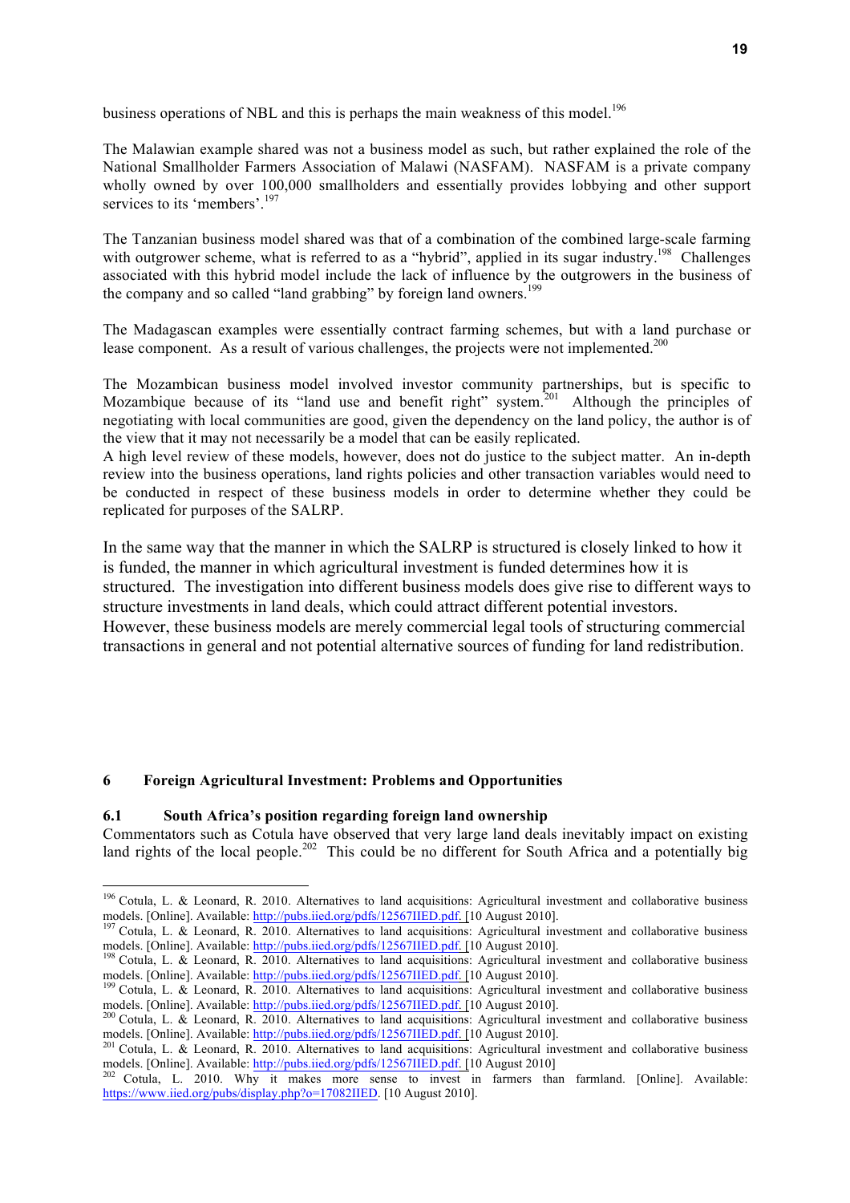business operations of NBL and this is perhaps the main weakness of this model.[196]

The Malawian example shared was not a business model as such, but rather explained the role of the National Smallholder Farmers Association of Malawi (NASFAM). NASFAM is a private company wholly owned by over 100,000 smallholders and essentially provides lobbying and other support services to its 'members'.[197]

The Tanzanian business model shared was that of a combination of the combined large-scale farming with outgrower scheme, what is referred to as a "hybrid", applied in its sugar industry.[198] Challenges associated with this hybrid model include the lack of influence by the outgrowers in the business of the company and so called "land grabbing" by foreign land owners.[199]

The Madagascan examples were essentially contract farming schemes, but with a land purchase or lease component. As a result of various challenges, the projects were not implemented.[200]

The Mozambican business model involved investor community partnerships, but is specific to Mozambique because of its "land use and benefit right" system.[201] Although the principles of negotiating with local communities are good, given the dependency on the land policy, the author is of the view that it may not necessarily be a model that can be easily replicated.
A high level review of these models, however, does not do justice to the subject matter. An in-depth review into the business operations, land rights policies and other transaction variables would need to be conducted in respect of these business models in order to determine whether they could be replicated for purposes of the SALRP.

In the same way that the manner in which the SALRP is structured is closely linked to how it is funded, the manner in which agricultural investment is funded determines how it is structured. The investigation into different business models does give rise to different ways to structure investments in land deals, which could attract different potential investors. However, these business models are merely commercial legal tools of structuring commercial transactions in general and not potential alternative sources of funding for land redistribution.

## 6 Foreign Agricultural Investment: Problems and Opportunities

### 6.1 South Africa's position regarding foreign land ownership

Commentators such as Cotula have observed that very large land deals inevitably impact on existing land rights of the local people.[202] This could be no different for South Africa and a potentially big

---

[196] Cotula, L. & Leonard, R. 2010. Alternatives to land acquisitions: Agricultural investment and collaborative business models. [Online]. Available: http://pubs.iied.org/pdfs/12567IIED.pdf. [10 August 2010].
[197] Cotula, L. & Leonard, R. 2010. Alternatives to land acquisitions: Agricultural investment and collaborative business models. [Online]. Available: http://pubs.iied.org/pdfs/12567IIED.pdf. [10 August 2010].
[198] Cotula, L. & Leonard, R. 2010. Alternatives to land acquisitions: Agricultural investment and collaborative business models. [Online]. Available: http://pubs.iied.org/pdfs/12567IIED.pdf. [10 August 2010].
[199] Cotula, L. & Leonard, R. 2010. Alternatives to land acquisitions: Agricultural investment and collaborative business models. [Online]. Available: http://pubs.iied.org/pdfs/12567IIED.pdf. [10 August 2010].
[200] Cotula, L. & Leonard, R. 2010. Alternatives to land acquisitions: Agricultural investment and collaborative business models. [Online]. Available: http://pubs.iied.org/pdfs/12567IIED.pdf. [10 August 2010].
[201] Cotula, L. & Leonard, R. 2010. Alternatives to land acquisitions: Agricultural investment and collaborative business models. [Online]. Available: http://pubs.iied.org/pdfs/12567IIED.pdf. [10 August 2010]
[202] Cotula, L. 2010. Why it makes more sense to invest in farmers than farmland. [Online]. Available: https://www.iied.org/pubs/display.php?o=17082IIED. [10 August 2010].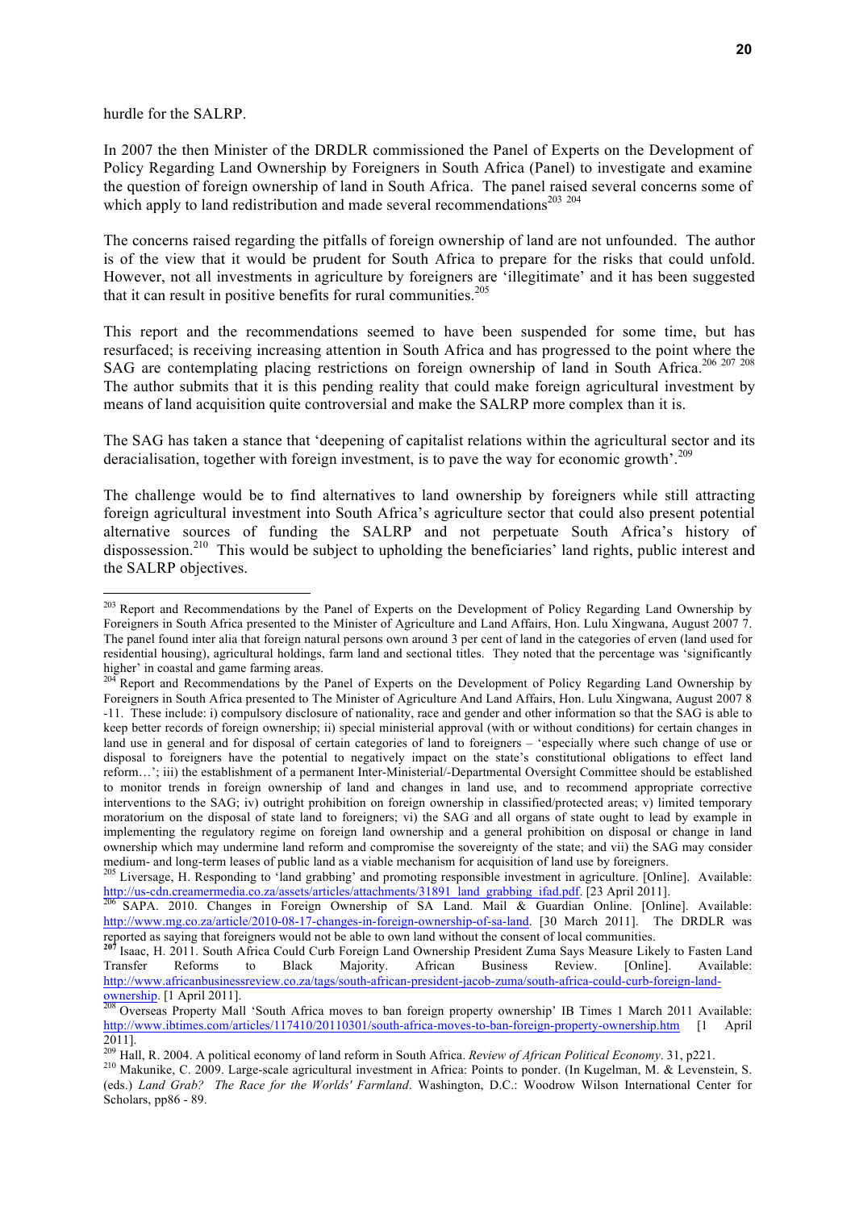hurdle for the SALRP.

In 2007 the then Minister of the DRDLR commissioned the Panel of Experts on the Development of Policy Regarding Land Ownership by Foreigners in South Africa (Panel) to investigate and examine the question of foreign ownership of land in South Africa. The panel raised several concerns some of which apply to land redistribution and made several recommendations[203] [204]

The concerns raised regarding the pitfalls of foreign ownership of land are not unfounded. The author is of the view that it would be prudent for South Africa to prepare for the risks that could unfold. However, not all investments in agriculture by foreigners are 'illegitimate' and it has been suggested that it can result in positive benefits for rural communities.[205]

This report and the recommendations seemed to have been suspended for some time, but has resurfaced; is receiving increasing attention in South Africa and has progressed to the point where the SAG are contemplating placing restrictions on foreign ownership of land in South Africa.[206] [207] [208] The author submits that it is this pending reality that could make foreign agricultural investment by means of land acquisition quite controversial and make the SALRP more complex than it is.

The SAG has taken a stance that 'deepening of capitalist relations within the agricultural sector and its deracialisation, together with foreign investment, is to pave the way for economic growth'.[209]

The challenge would be to find alternatives to land ownership by foreigners while still attracting foreign agricultural investment into South Africa's agriculture sector that could also present potential alternative sources of funding the SALRP and not perpetuate South Africa's history of dispossession.[210] This would be subject to upholding the beneficiaries' land rights, public interest and the SALRP objectives.

---

[203] Report and Recommendations by the Panel of Experts on the Development of Policy Regarding Land Ownership by Foreigners in South Africa presented to the Minister of Agriculture and Land Affairs, Hon. Lulu Xingwana, August 2007 7. The panel found inter alia that foreign natural persons own around 3 per cent of land in the categories of erven (land used for residential housing), agricultural holdings, farm land and sectional titles. They noted that the percentage was 'significantly higher' in coastal and game farming areas.

[204] Report and Recommendations by the Panel of Experts on the Development of Policy Regarding Land Ownership by Foreigners in South Africa presented to The Minister of Agriculture And Land Affairs, Hon. Lulu Xingwana, August 2007 8 -11. These include: i) compulsory disclosure of nationality, race and gender and other information so that the SAG is able to keep better records of foreign ownership; ii) special ministerial approval (with or without conditions) for certain changes in land use in general and for disposal of certain categories of land to foreigners – 'especially where such change of use or disposal to foreigners have the potential to negatively impact on the state's constitutional obligations to effect land reform…'; iii) the establishment of a permanent Inter-Ministerial/-Departmental Oversight Committee should be established to monitor trends in foreign ownership of land and changes in land use, and to recommend appropriate corrective interventions to the SAG; iv) outright prohibition on foreign ownership in classified/protected areas; v) limited temporary moratorium on the disposal of state land to foreigners; vi) the SAG and all organs of state ought to lead by example in implementing the regulatory regime on foreign land ownership and a general prohibition on disposal or change in land ownership which may undermine land reform and compromise the sovereignty of the state; and vii) the SAG may consider medium- and long-term leases of public land as a viable mechanism for acquisition of land use by foreigners.

[205] Liversage, H. Responding to 'land grabbing' and promoting responsible investment in agriculture. [Online]. Available: http://us-cdn.creamermedia.co.za/assets/articles/attachments/31891_land_grabbing_ifad.pdf. [23 April 2011].

[206] SAPA. 2010. Changes in Foreign Ownership of SA Land. Mail & Guardian Online. [Online]. Available: http://www.mg.co.za/article/2010-08-17-changes-in-foreign-ownership-of-sa-land. [30 March 2011]. The DRDLR was reported as saying that foreigners would not be able to own land without the consent of local communities.

[207] Isaac, H. 2011. South Africa Could Curb Foreign Land Ownership President Zuma Says Measure Likely to Fasten Land Transfer Reforms to Black Majority. African Business Review. [Online]. Available: http://www.africanbusinessreview.co.za/tags/south-african-president-jacob-zuma/south-africa-could-curb-foreign-land-ownership. [1 April 2011].

[208] Overseas Property Mall 'South Africa moves to ban foreign property ownership' IB Times 1 March 2011 Available: http://www.ibtimes.com/articles/117410/20110301/south-africa-moves-to-ban-foreign-property-ownership.htm [1 April 2011].

[209] Hall, R. 2004. A political economy of land reform in South Africa. *Review of African Political Economy*. 31, p221.

[210] Makunike, C. 2009. Large-scale agricultural investment in Africa: Points to ponder. (In Kugelman, M. & Levenstein, S. (eds.) *Land Grab? The Race for the Worlds' Farmland*. Washington, D.C.: Woodrow Wilson International Center for Scholars, pp86 - 89.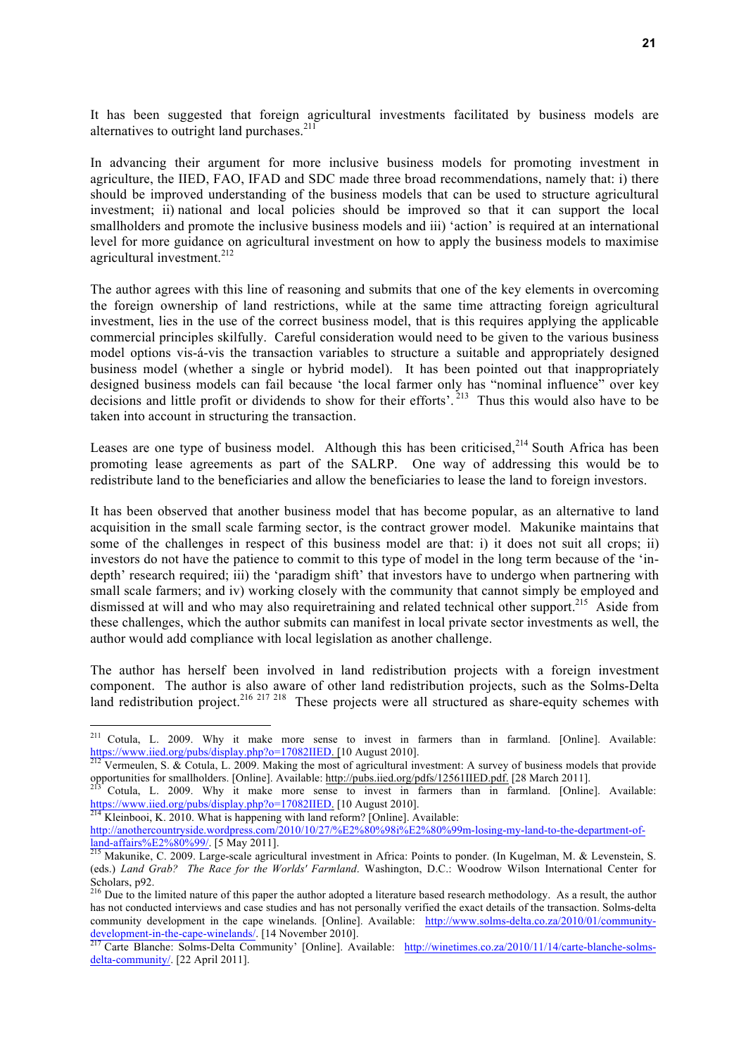It has been suggested that foreign agricultural investments facilitated by business models are alternatives to outright land purchases.[211]

In advancing their argument for more inclusive business models for promoting investment in agriculture, the IIED, FAO, IFAD and SDC made three broad recommendations, namely that: i) there should be improved understanding of the business models that can be used to structure agricultural investment; ii) national and local policies should be improved so that it can support the local smallholders and promote the inclusive business models and iii) 'action' is required at an international level for more guidance on agricultural investment on how to apply the business models to maximise agricultural investment.[212]

The author agrees with this line of reasoning and submits that one of the key elements in overcoming the foreign ownership of land restrictions, while at the same time attracting foreign agricultural investment, lies in the use of the correct business model, that is this requires applying the applicable commercial principles skilfully. Careful consideration would need to be given to the various business model options vis-á-vis the transaction variables to structure a suitable and appropriately designed business model (whether a single or hybrid model). It has been pointed out that inappropriately designed business models can fail because 'the local farmer only has "nominal influence" over key decisions and little profit or dividends to show for their efforts'.[213] Thus this would also have to be taken into account in structuring the transaction.

Leases are one type of business model. Although this has been criticised,[214] South Africa has been promoting lease agreements as part of the SALRP. One way of addressing this would be to redistribute land to the beneficiaries and allow the beneficiaries to lease the land to foreign investors.

It has been observed that another business model that has become popular, as an alternative to land acquisition in the small scale farming sector, is the contract grower model. Makunike maintains that some of the challenges in respect of this business model are that: i) it does not suit all crops; ii) investors do not have the patience to commit to this type of model in the long term because of the 'in-depth' research required; iii) the 'paradigm shift' that investors have to undergo when partnering with small scale farmers; and iv) working closely with the community that cannot simply be employed and dismissed at will and who may also requiretraining and related technical other support.[215] Aside from these challenges, which the author submits can manifest in local private sector investments as well, the author would add compliance with local legislation as another challenge.

The author has herself been involved in land redistribution projects with a foreign investment component. The author is also aware of other land redistribution projects, such as the Solms-Delta land redistribution project.[216] [217] [218] These projects were all structured as share-equity schemes with

---

[211] Cotula, L. 2009. Why it make more sense to invest in farmers than in farmland. [Online]. Available: https://www.iied.org/pubs/display.php?o=17082IIED. [10 August 2010].

[212] Vermeulen, S. & Cotula, L. 2009. Making the most of agricultural investment: A survey of business models that provide opportunities for smallholders. [Online]. Available: http://pubs.iied.org/pdfs/12561IIED.pdf. [28 March 2011].

[213] Cotula, L. 2009. Why it make more sense to invest in farmers than in farmland. [Online]. Available: https://www.iied.org/pubs/display.php?o=17082IIED. [10 August 2010].

[214] Kleinbooi, K. 2010. What is happening with land reform? [Online]. Available: http://anothercountryside.wordpress.com/2010/10/27/%E2%80%98i%E2%80%99m-losing-my-land-to-the-department-of-land-affairs%E2%80%99/. [5 May 2011].

[215] Makunike, C. 2009. Large-scale agricultural investment in Africa: Points to ponder. (In Kugelman, M. & Levenstein, S. (eds.) *Land Grab? The Race for the Worlds' Farmland*. Washington, D.C.: Woodrow Wilson International Center for Scholars, p92.

[216] Due to the limited nature of this paper the author adopted a literature based research methodology. As a result, the author has not conducted interviews and case studies and has not personally verified the exact details of the transaction. Solms-delta community development in the cape winelands. [Online]. Available: http://www.solms-delta.co.za/2010/01/community-development-in-the-cape-winelands/. [14 November 2010].

[217] Carte Blanche: Solms-Delta Community' [Online]. Available: http://winetimes.co.za/2010/11/14/carte-blanche-solms-delta-community/. [22 April 2011].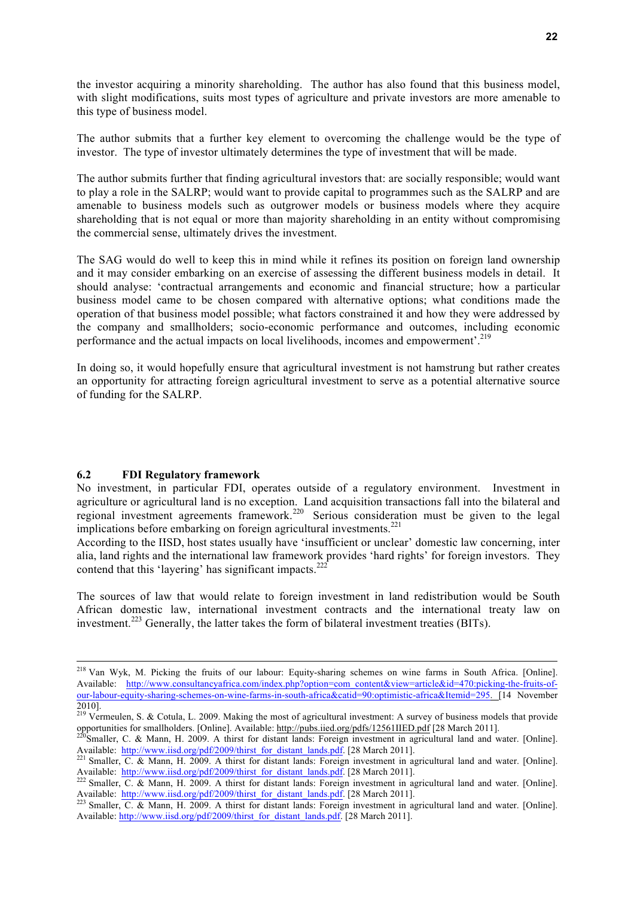the investor acquiring a minority shareholding. The author has also found that this business model, with slight modifications, suits most types of agriculture and private investors are more amenable to this type of business model.

The author submits that a further key element to overcoming the challenge would be the type of investor. The type of investor ultimately determines the type of investment that will be made.

The author submits further that finding agricultural investors that: are socially responsible; would want to play a role in the SALRP; would want to provide capital to programmes such as the SALRP and are amenable to business models such as outgrower models or business models where they acquire shareholding that is not equal or more than majority shareholding in an entity without compromising the commercial sense, ultimately drives the investment.

The SAG would do well to keep this in mind while it refines its position on foreign land ownership and it may consider embarking on an exercise of assessing the different business models in detail. It should analyse: 'contractual arrangements and economic and financial structure; how a particular business model came to be chosen compared with alternative options; what conditions made the operation of that business model possible; what factors constrained it and how they were addressed by the company and smallholders; socio-economic performance and outcomes, including economic performance and the actual impacts on local livelihoods, incomes and empowerment'.[219]

In doing so, it would hopefully ensure that agricultural investment is not hamstrung but rather creates an opportunity for attracting foreign agricultural investment to serve as a potential alternative source of funding for the SALRP.

## 6.2 FDI Regulatory framework

No investment, in particular FDI, operates outside of a regulatory environment. Investment in agriculture or agricultural land is no exception. Land acquisition transactions fall into the bilateral and regional investment agreements framework.[220] Serious consideration must be given to the legal implications before embarking on foreign agricultural investments.[221]

According to the IISD, host states usually have 'insufficient or unclear' domestic law concerning, inter alia, land rights and the international law framework provides 'hard rights' for foreign investors. They contend that this 'layering' has significant impacts.[222]

The sources of law that would relate to foreign investment in land redistribution would be South African domestic law, international investment contracts and the international treaty law on investment.[223] Generally, the latter takes the form of bilateral investment treaties (BITs).

---

[218] Van Wyk, M. Picking the fruits of our labour: Equity-sharing schemes on wine farms in South Africa. [Online]. Available: http://www.consultancyafrica.com/index.php?option=com_content&view=article&id=470:picking-the-fruits-of-our-labour-equity-sharing-schemes-on-wine-farms-in-south-africa&catid=90:optimistic-africa&Itemid=295. [14 November 2010].

[219] Vermeulen, S. & Cotula, L. 2009. Making the most of agricultural investment: A survey of business models that provide opportunities for smallholders. [Online]. Available: http://pubs.iied.org/pdfs/12561IIED.pdf [28 March 2011].

[220] Smaller, C. & Mann, H. 2009. A thirst for distant lands: Foreign investment in agricultural land and water. [Online]. Available: http://www.iisd.org/pdf/2009/thirst_for_distant_lands.pdf. [28 March 2011].

[221] Smaller, C. & Mann, H. 2009. A thirst for distant lands: Foreign investment in agricultural land and water. [Online]. Available: http://www.iisd.org/pdf/2009/thirst_for_distant_lands.pdf. [28 March 2011].

[222] Smaller, C. & Mann, H. 2009. A thirst for distant lands: Foreign investment in agricultural land and water. [Online]. Available: http://www.iisd.org/pdf/2009/thirst_for_distant_lands.pdf. [28 March 2011].

[223] Smaller, C. & Mann, H. 2009. A thirst for distant lands: Foreign investment in agricultural land and water. [Online]. Available: http://www.iisd.org/pdf/2009/thirst_for_distant_lands.pdf. [28 March 2011].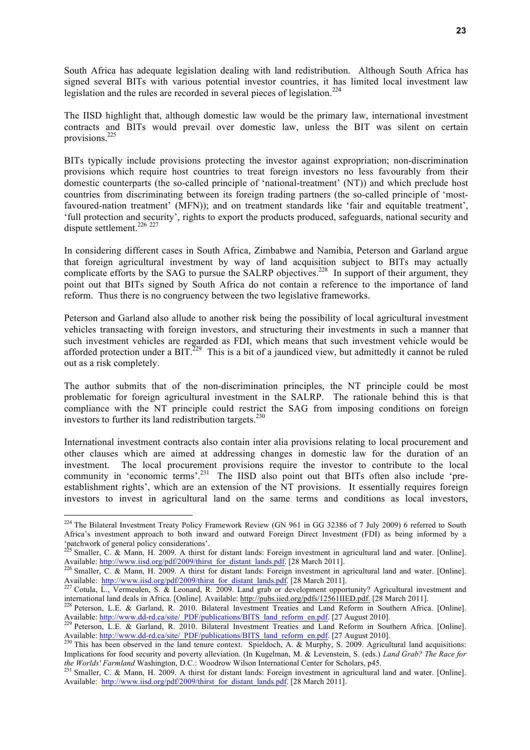South Africa has adequate legislation dealing with land redistribution. Although South Africa has signed several BITs with various potential investor countries, it has limited local investment law legislation and the rules are recorded in several pieces of legislation.[224]

The IISD highlight that, although domestic law would be the primary law, international investment contracts and BITs would prevail over domestic law, unless the BIT was silent on certain provisions.[225]

BITs typically include provisions protecting the investor against expropriation; non-discrimination provisions which require host countries to treat foreign investors no less favourably from their domestic counterparts (the so-called principle of 'national-treatment' (NT)) and which preclude host countries from discriminating between its foreign trading partners (the so-called principle of 'most-favoured-nation treatment' (MFN)); and on treatment standards like 'fair and equitable treatment', 'full protection and security', rights to export the products produced, safeguards, national security and dispute settlement.[226] [227]

In considering different cases in South Africa, Zimbabwe and Namibia, Peterson and Garland argue that foreign agricultural investment by way of land acquisition subject to BITs may actually complicate efforts by the SAG to pursue the SALRP objectives.[228] In support of their argument, they point out that BITs signed by South Africa do not contain a reference to the importance of land reform. Thus there is no congruency between the two legislative frameworks.

Peterson and Garland also allude to another risk being the possibility of local agricultural investment vehicles transacting with foreign investors, and structuring their investments in such a manner that such investment vehicles are regarded as FDI, which means that such investment vehicle would be afforded protection under a BIT.[229] This is a bit of a jaundiced view, but admittedly it cannot be ruled out as a risk completely.

The author submits that of the non-discrimination principles, the NT principle could be most problematic for foreign agricultural investment in the SALRP. The rationale behind this is that compliance with the NT principle could restrict the SAG from imposing conditions on foreign investors to further its land redistribution targets.[230]

International investment contracts also contain inter alia provisions relating to local procurement and other clauses which are aimed at addressing changes in domestic law for the duration of an investment. The local procurement provisions require the investor to contribute to the local community in 'economic terms'.[231] The IISD also point out that BITs often also include 'pre-establishment rights', which are an extension of the NT provisions. It essentially requires foreign investors to invest in agricultural land on the same terms and conditions as local investors,

---

[224] The Bilateral Investment Treaty Policy Framework Review (GN 961 in GG 32386 of 7 July 2009) 6 referred to South Africa's investment approach to both inward and outward Foreign Direct Investment (FDI) as being informed by a 'patchwork of general policy considerations'.

[225] Smaller, C. & Mann, H. 2009. A thirst for distant lands: Foreign investment in agricultural land and water. [Online]. Available: http://www.iisd.org/pdf/2009/thirst_for_distant_lands.pdf. [28 March 2011].

[226] Smaller, C. & Mann, H. 2009. A thirst for distant lands: Foreign investment in agricultural land and water. [Online]. Available: http://www.iisd.org/pdf/2009/thirst_for_distant_lands.pdf. [28 March 2011].

[227] Cotula, L., Vermeulen, S. & Leonard, R. 2009. Land grab or development opportunity? Agricultural investment and international land deals in Africa. [Online]. Available: http://pubs.iied.org/pdfs/12561IIED.pdf. [28 March 2011].

[228] Peterson, L.E. & Garland, R. 2010. Bilateral Investment Treaties and Land Reform in Southern Africa. [Online]. Available: http://www.dd-rd.ca/site/_PDF/publications/BITS_land_reform_en.pdf. [27 August 2010].

[229] Peterson, L.E. & Garland, R. 2010. Bilateral Investment Treaties and Land Reform in Southern Africa. [Online]. Available: http://www.dd-rd.ca/site/_PDF/publications/BITS_land_reform_en.pdf. [27 August 2010].

[230] This has been observed in the land tenure context. Spieldoch, A. & Murphy, S. 2009. Agricultural land acquisitions: Implications for food security and poverty alleviation. (In Kugelman, M. & Levenstein, S. (eds.) *Land Grab? The Race for the Worlds' Farmland* Washington, D.C.: Woodrow Wilson International Center for Scholars, p45.

[231] Smaller, C. & Mann, H. 2009. A thirst for distant lands: Foreign investment in agricultural land and water. [Online]. Available: http://www.iisd.org/pdf/2009/thirst_for_distant_lands.pdf. [28 March 2011].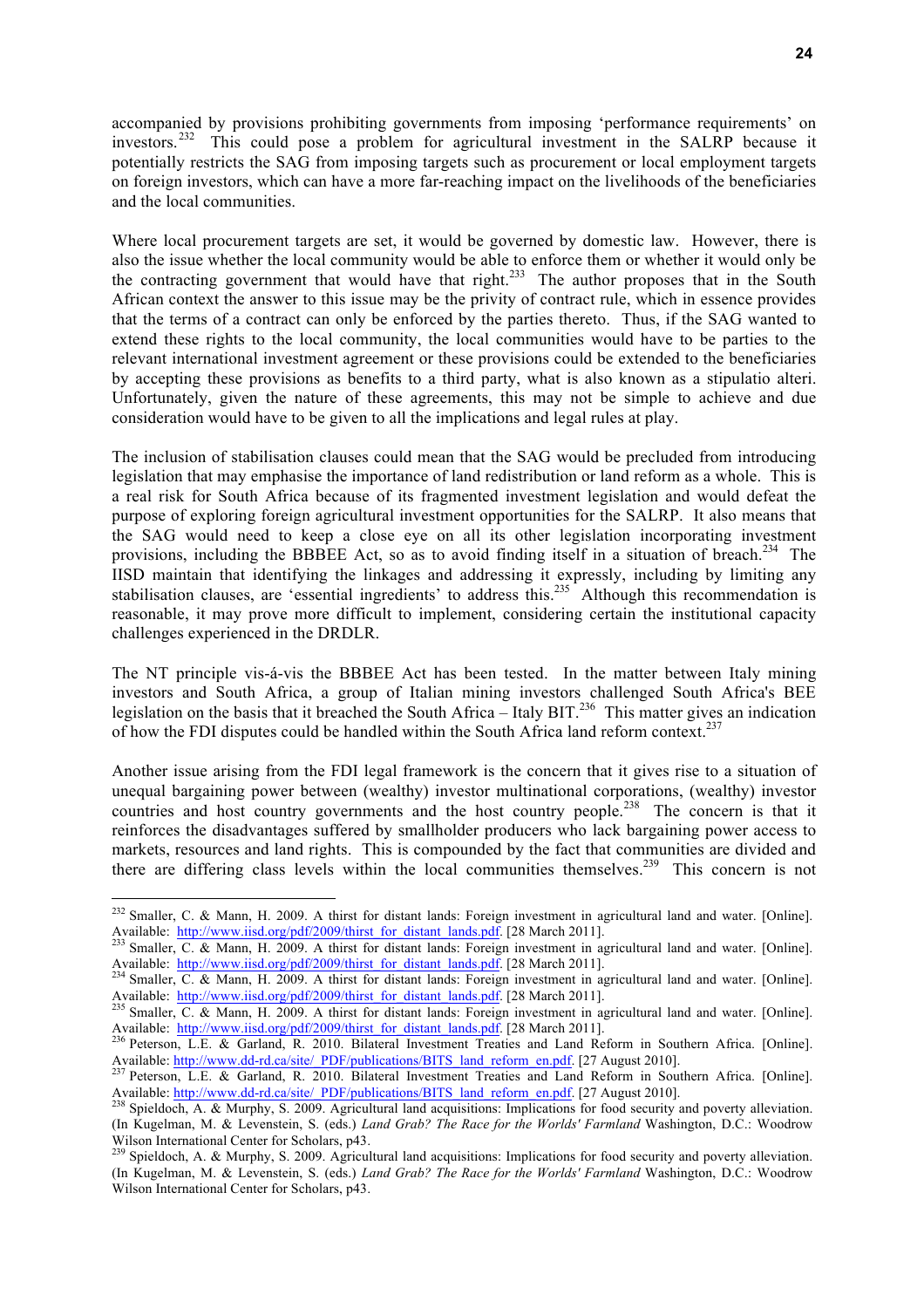accompanied by provisions prohibiting governments from imposing 'performance requirements' on investors.[232] This could pose a problem for agricultural investment in the SALRP because it potentially restricts the SAG from imposing targets such as procurement or local employment targets on foreign investors, which can have a more far-reaching impact on the livelihoods of the beneficiaries and the local communities.

Where local procurement targets are set, it would be governed by domestic law. However, there is also the issue whether the local community would be able to enforce them or whether it would only be the contracting government that would have that right.[233] The author proposes that in the South African context the answer to this issue may be the privity of contract rule, which in essence provides that the terms of a contract can only be enforced by the parties thereto. Thus, if the SAG wanted to extend these rights to the local community, the local communities would have to be parties to the relevant international investment agreement or these provisions could be extended to the beneficiaries by accepting these provisions as benefits to a third party, what is also known as a stipulatio alteri. Unfortunately, given the nature of these agreements, this may not be simple to achieve and due consideration would have to be given to all the implications and legal rules at play.

The inclusion of stabilisation clauses could mean that the SAG would be precluded from introducing legislation that may emphasise the importance of land redistribution or land reform as a whole. This is a real risk for South Africa because of its fragmented investment legislation and would defeat the purpose of exploring foreign agricultural investment opportunities for the SALRP. It also means that the SAG would need to keep a close eye on all its other legislation incorporating investment provisions, including the BBBEE Act, so as to avoid finding itself in a situation of breach.[234] The IISD maintain that identifying the linkages and addressing it expressly, including by limiting any stabilisation clauses, are 'essential ingredients' to address this.[235] Although this recommendation is reasonable, it may prove more difficult to implement, considering certain the institutional capacity challenges experienced in the DRDLR.

The NT principle vis-á-vis the BBBEE Act has been tested. In the matter between Italy mining investors and South Africa, a group of Italian mining investors challenged South Africa's BEE legislation on the basis that it breached the South Africa – Italy BIT.[236] This matter gives an indication of how the FDI disputes could be handled within the South Africa land reform context.[237]

Another issue arising from the FDI legal framework is the concern that it gives rise to a situation of unequal bargaining power between (wealthy) investor multinational corporations, (wealthy) investor countries and host country governments and the host country people.[238] The concern is that it reinforces the disadvantages suffered by smallholder producers who lack bargaining power access to markets, resources and land rights. This is compounded by the fact that communities are divided and there are differing class levels within the local communities themselves.[239] This concern is not

---

[232] Smaller, C. & Mann, H. 2009. A thirst for distant lands: Foreign investment in agricultural land and water. [Online]. Available: http://www.iisd.org/pdf/2009/thirst_for_distant_lands.pdf. [28 March 2011].

[233] Smaller, C. & Mann, H. 2009. A thirst for distant lands: Foreign investment in agricultural land and water. [Online]. Available: http://www.iisd.org/pdf/2009/thirst_for_distant_lands.pdf. [28 March 2011].

[234] Smaller, C. & Mann, H. 2009. A thirst for distant lands: Foreign investment in agricultural land and water. [Online]. Available: http://www.iisd.org/pdf/2009/thirst_for_distant_lands.pdf. [28 March 2011].

[235] Smaller, C. & Mann, H. 2009. A thirst for distant lands: Foreign investment in agricultural land and water. [Online]. Available: http://www.iisd.org/pdf/2009/thirst_for_distant_lands.pdf. [28 March 2011].

[236] Peterson, L.E. & Garland, R. 2010. Bilateral Investment Treaties and Land Reform in Southern Africa. [Online]. Available: http://www.dd-rd.ca/site/_PDF/publications/BITS_land_reform_en.pdf. [27 August 2010].

[237] Peterson, L.E. & Garland, R. 2010. Bilateral Investment Treaties and Land Reform in Southern Africa. [Online]. Available: http://www.dd-rd.ca/site/_PDF/publications/BITS_land_reform_en.pdf. [27 August 2010].

[238] Spieldoch, A. & Murphy, S. 2009. Agricultural land acquisitions: Implications for food security and poverty alleviation. (In Kugelman, M. & Levenstein, S. (eds.) *Land Grab? The Race for the Worlds' Farmland* Washington, D.C.: Woodrow Wilson International Center for Scholars, p43.

[239] Spieldoch, A. & Murphy, S. 2009. Agricultural land acquisitions: Implications for food security and poverty alleviation. (In Kugelman, M. & Levenstein, S. (eds.) *Land Grab? The Race for the Worlds' Farmland* Washington, D.C.: Woodrow Wilson International Center for Scholars, p43.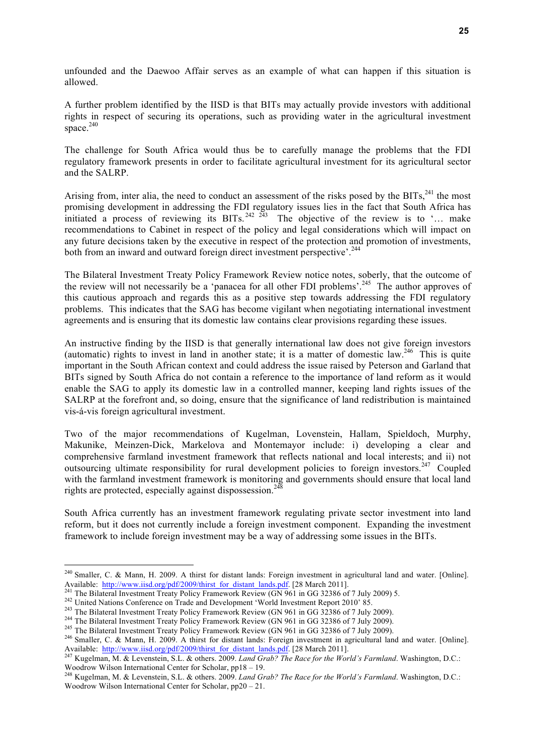unfounded and the Daewoo Affair serves as an example of what can happen if this situation is allowed.

A further problem identified by the IISD is that BITs may actually provide investors with additional rights in respect of securing its operations, such as providing water in the agricultural investment space.[240]

The challenge for South Africa would thus be to carefully manage the problems that the FDI regulatory framework presents in order to facilitate agricultural investment for its agricultural sector and the SALRP.

Arising from, inter alia, the need to conduct an assessment of the risks posed by the BITs,[241] the most promising development in addressing the FDI regulatory issues lies in the fact that South Africa has initiated a process of reviewing its BITs.[242] [243] The objective of the review is to '… make recommendations to Cabinet in respect of the policy and legal considerations which will impact on any future decisions taken by the executive in respect of the protection and promotion of investments, both from an inward and outward foreign direct investment perspective'.[244]

The Bilateral Investment Treaty Policy Framework Review notice notes, soberly, that the outcome of the review will not necessarily be a 'panacea for all other FDI problems'.[245] The author approves of this cautious approach and regards this as a positive step towards addressing the FDI regulatory problems. This indicates that the SAG has become vigilant when negotiating international investment agreements and is ensuring that its domestic law contains clear provisions regarding these issues.

An instructive finding by the IISD is that generally international law does not give foreign investors (automatic) rights to invest in land in another state; it is a matter of domestic law.[246] This is quite important in the South African context and could address the issue raised by Peterson and Garland that BITs signed by South Africa do not contain a reference to the importance of land reform as it would enable the SAG to apply its domestic law in a controlled manner, keeping land rights issues of the SALRP at the forefront and, so doing, ensure that the significance of land redistribution is maintained vis-á-vis foreign agricultural investment.

Two of the major recommendations of Kugelman, Lovenstein, Hallam, Spieldoch, Murphy, Makunike, Meinzen-Dick, Markelova and Montemayor include: i) developing a clear and comprehensive farmland investment framework that reflects national and local interests; and ii) not outsourcing ultimate responsibility for rural development policies to foreign investors.[247] Coupled with the farmland investment framework is monitoring and governments should ensure that local land rights are protected, especially against dispossession.[248]

South Africa currently has an investment framework regulating private sector investment into land reform, but it does not currently include a foreign investment component. Expanding the investment framework to include foreign investment may be a way of addressing some issues in the BITs.

---

[240] Smaller, C. & Mann, H. 2009. A thirst for distant lands: Foreign investment in agricultural land and water. [Online]. Available: http://www.iisd.org/pdf/2009/thirst_for_distant_lands.pdf. [28 March 2011].

[241] The Bilateral Investment Treaty Policy Framework Review (GN 961 in GG 32386 of 7 July 2009) 5.

[242] United Nations Conference on Trade and Development 'World Investment Report 2010' 85.

[243] The Bilateral Investment Treaty Policy Framework Review (GN 961 in GG 32386 of 7 July 2009).

[244] The Bilateral Investment Treaty Policy Framework Review (GN 961 in GG 32386 of 7 July 2009).

[245] The Bilateral Investment Treaty Policy Framework Review (GN 961 in GG 32386 of 7 July 2009).

[246] Smaller, C. & Mann, H. 2009. A thirst for distant lands: Foreign investment in agricultural land and water. [Online]. Available: http://www.iisd.org/pdf/2009/thirst_for_distant_lands.pdf. [28 March 2011].

[247] Kugelman, M. & Levenstein, S.L. & others. 2009. *Land Grab? The Race for the World's Farmland*. Washington, D.C.: Woodrow Wilson International Center for Scholar, pp18 – 19.

[248] Kugelman, M. & Levenstein, S.L. & others. 2009. *Land Grab? The Race for the World's Farmland*. Washington, D.C.: Woodrow Wilson International Center for Scholar, pp20 – 21.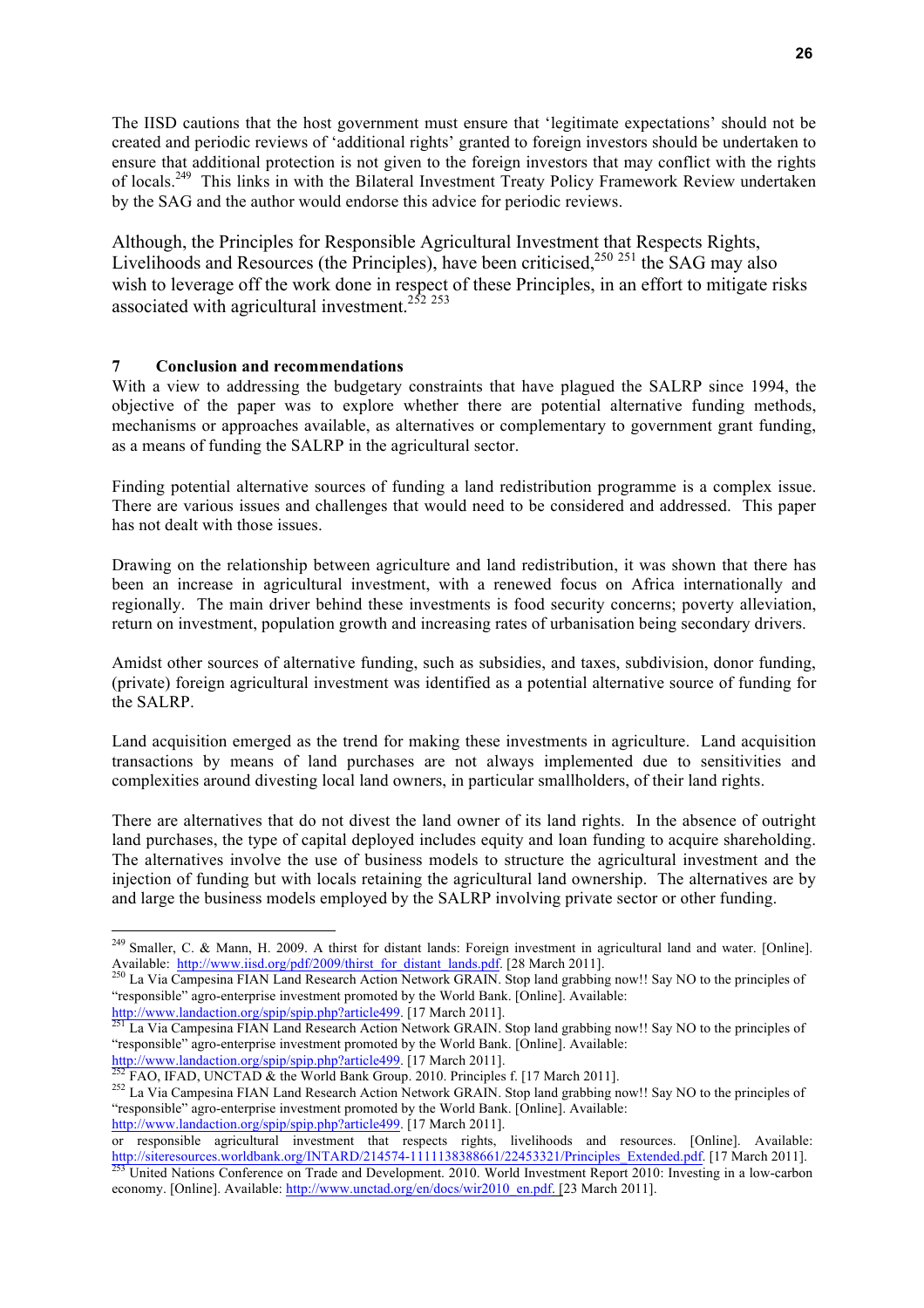The IISD cautions that the host government must ensure that 'legitimate expectations' should not be created and periodic reviews of 'additional rights' granted to foreign investors should be undertaken to ensure that additional protection is not given to the foreign investors that may conflict with the rights of locals.[249] This links in with the Bilateral Investment Treaty Policy Framework Review undertaken by the SAG and the author would endorse this advice for periodic reviews.

Although, the Principles for Responsible Agricultural Investment that Respects Rights, Livelihoods and Resources (the Principles), have been criticised,[250] [251] the SAG may also wish to leverage off the work done in respect of these Principles, in an effort to mitigate risks associated with agricultural investment.[252] [253]

## 7 Conclusion and recommendations

With a view to addressing the budgetary constraints that have plagued the SALRP since 1994, the objective of the paper was to explore whether there are potential alternative funding methods, mechanisms or approaches available, as alternatives or complementary to government grant funding, as a means of funding the SALRP in the agricultural sector.

Finding potential alternative sources of funding a land redistribution programme is a complex issue. There are various issues and challenges that would need to be considered and addressed. This paper has not dealt with those issues.

Drawing on the relationship between agriculture and land redistribution, it was shown that there has been an increase in agricultural investment, with a renewed focus on Africa internationally and regionally. The main driver behind these investments is food security concerns; poverty alleviation, return on investment, population growth and increasing rates of urbanisation being secondary drivers.

Amidst other sources of alternative funding, such as subsidies, and taxes, subdivision, donor funding, (private) foreign agricultural investment was identified as a potential alternative source of funding for the SALRP.

Land acquisition emerged as the trend for making these investments in agriculture. Land acquisition transactions by means of land purchases are not always implemented due to sensitivities and complexities around divesting local land owners, in particular smallholders, of their land rights.

There are alternatives that do not divest the land owner of its land rights. In the absence of outright land purchases, the type of capital deployed includes equity and loan funding to acquire shareholding. The alternatives involve the use of business models to structure the agricultural investment and the injection of funding but with locals retaining the agricultural land ownership. The alternatives are by and large the business models employed by the SALRP involving private sector or other funding.

---

[249] Smaller, C. & Mann, H. 2009. A thirst for distant lands: Foreign investment in agricultural land and water. [Online]. Available: http://www.iisd.org/pdf/2009/thirst_for_distant_lands.pdf. [28 March 2011].

[250] La Via Campesina FIAN Land Research Action Network GRAIN. Stop land grabbing now!! Say NO to the principles of "responsible" agro-enterprise investment promoted by the World Bank. [Online]. Available: http://www.landaction.org/spip/spip.php?article499. [17 March 2011].

[251] La Via Campesina FIAN Land Research Action Network GRAIN. Stop land grabbing now!! Say NO to the principles of "responsible" agro-enterprise investment promoted by the World Bank. [Online]. Available: http://www.landaction.org/spip/spip.php?article499. [17 March 2011].

[252] FAO, IFAD, UNCTAD & the World Bank Group. 2010. Principles f. [17 March 2011].

[252] La Via Campesina FIAN Land Research Action Network GRAIN. Stop land grabbing now!! Say NO to the principles of "responsible" agro-enterprise investment promoted by the World Bank. [Online]. Available: http://www.landaction.org/spip/spip.php?article499. [17 March 2011].

or responsible agricultural investment that respects rights, livelihoods and resources. [Online]. Available: http://siteresources.worldbank.org/INTARD/214574-1111138388661/22453321/Principles_Extended.pdf. [17 March 2011].

[253] United Nations Conference on Trade and Development. 2010. World Investment Report 2010: Investing in a low-carbon economy. [Online]. Available: http://www.unctad.org/en/docs/wir2010_en.pdf. [23 March 2011].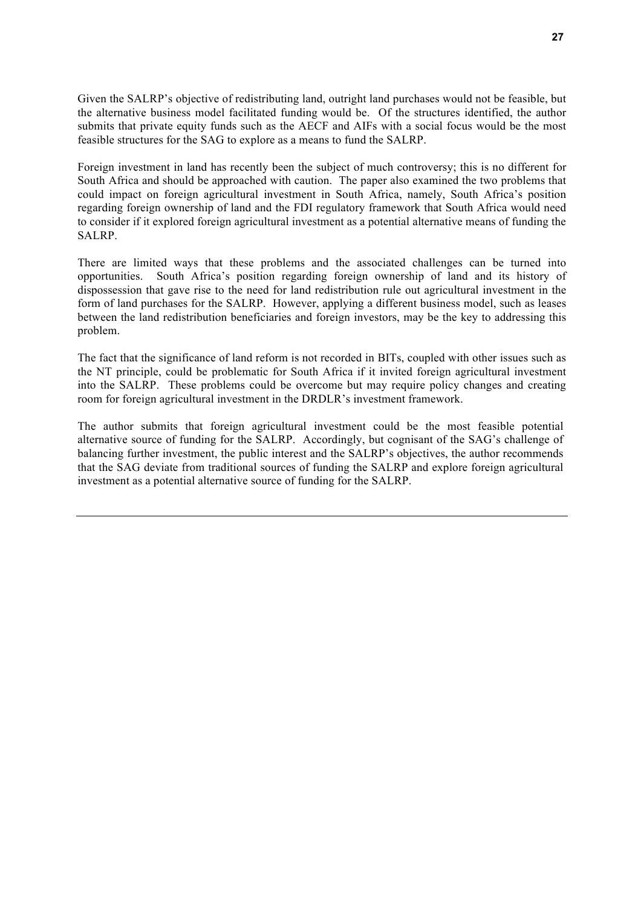Given the SALRP's objective of redistributing land, outright land purchases would not be feasible, but the alternative business model facilitated funding would be. Of the structures identified, the author submits that private equity funds such as the AECF and AIFs with a social focus would be the most feasible structures for the SAG to explore as a means to fund the SALRP.

Foreign investment in land has recently been the subject of much controversy; this is no different for South Africa and should be approached with caution. The paper also examined the two problems that could impact on foreign agricultural investment in South Africa, namely, South Africa's position regarding foreign ownership of land and the FDI regulatory framework that South Africa would need to consider if it explored foreign agricultural investment as a potential alternative means of funding the SALRP.

There are limited ways that these problems and the associated challenges can be turned into opportunities. South Africa's position regarding foreign ownership of land and its history of dispossession that gave rise to the need for land redistribution rule out agricultural investment in the form of land purchases for the SALRP. However, applying a different business model, such as leases between the land redistribution beneficiaries and foreign investors, may be the key to addressing this problem.

The fact that the significance of land reform is not recorded in BITs, coupled with other issues such as the NT principle, could be problematic for South Africa if it invited foreign agricultural investment into the SALRP. These problems could be overcome but may require policy changes and creating room for foreign agricultural investment in the DRDLR's investment framework.

The author submits that foreign agricultural investment could be the most feasible potential alternative source of funding for the SALRP. Accordingly, but cognisant of the SAG's challenge of balancing further investment, the public interest and the SALRP's objectives, the author recommends that the SAG deviate from traditional sources of funding the SALRP and explore foreign agricultural investment as a potential alternative source of funding for the SALRP.